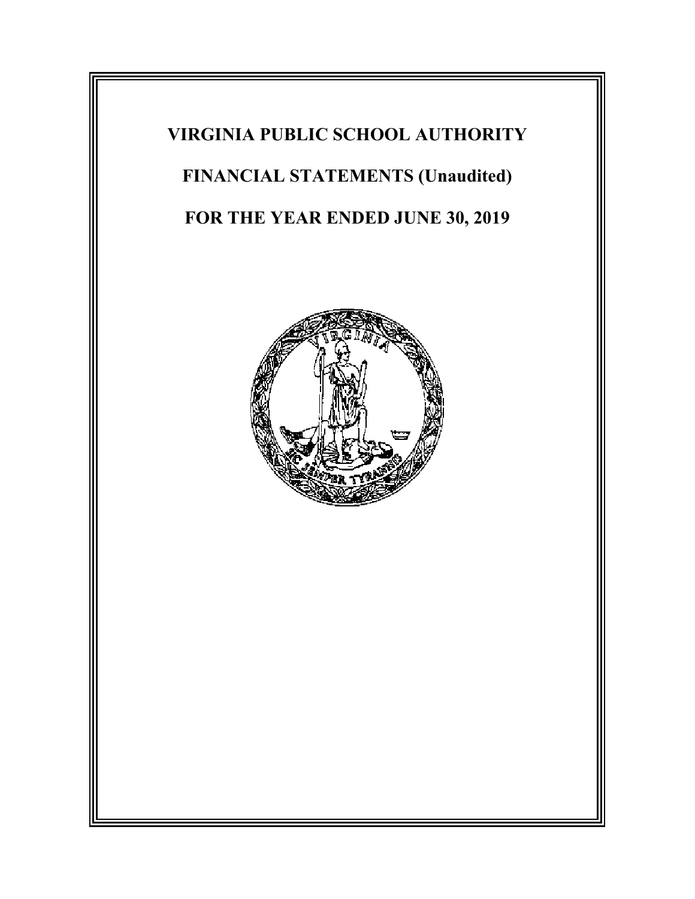# VIRGINIA PUBLIC SCHOOL AUTHORITY

# FINANCIAL STATEMENTS (Unaudited)

# FOR THE YEAR ENDED JUNE 30, 2019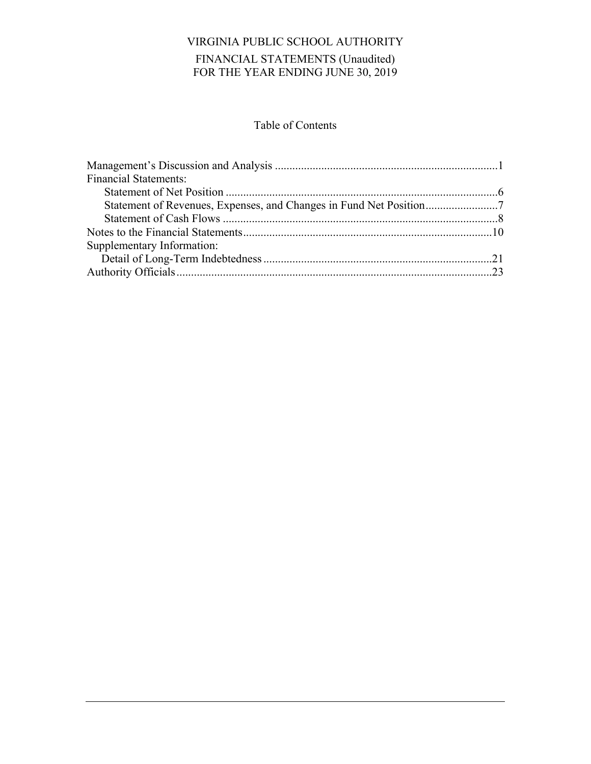# VIRGINIA PUBLIC SCHOOL AUTHORITY

## FINANCIAL STATEMENTS (Unaudited)
## FOR THE YEAR ENDING JUNE 30, 2019

### Table of Contents

| | |
|---|---|
| Management's Discussion and Analysis | 1 |
| Financial Statements: | |
| Statement of Net Position | 6 |
| Statement of Revenues, Expenses, and Changes in Fund Net Position | 7 |
| Statement of Cash Flows | 8 |
| Notes to the Financial Statements | 10 |
| Supplementary Information: | |
| Detail of Long-Term Indebtedness | 21 |
| Authority Officials | 23 |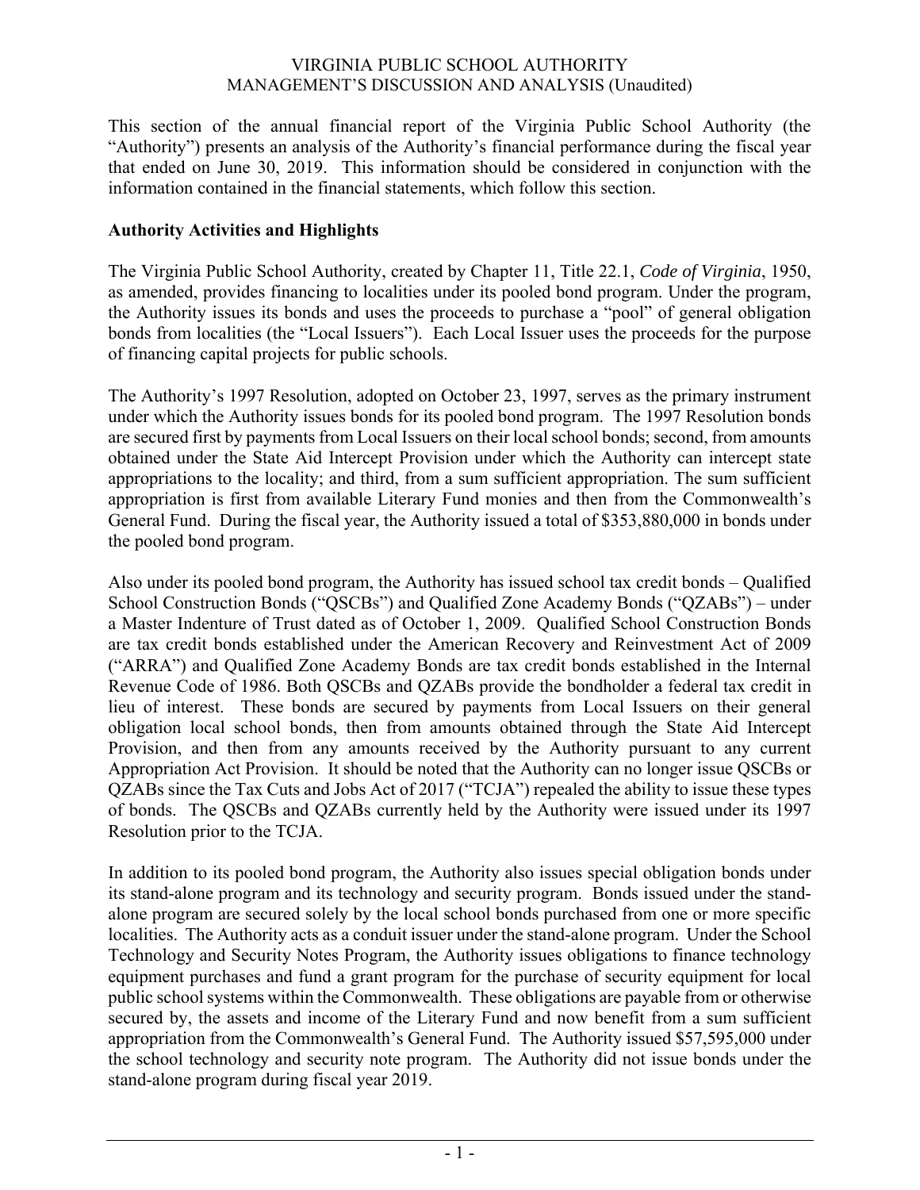VIRGINIA PUBLIC SCHOOL AUTHORITY
MANAGEMENT'S DISCUSSION AND ANALYSIS (Unaudited)

This section of the annual financial report of the Virginia Public School Authority (the "Authority") presents an analysis of the Authority's financial performance during the fiscal year that ended on June 30, 2019. This information should be considered in conjunction with the information contained in the financial statements, which follow this section.

**Authority Activities and Highlights**

The Virginia Public School Authority, created by Chapter 11, Title 22.1, *Code of Virginia*, 1950, as amended, provides financing to localities under its pooled bond program. Under the program, the Authority issues its bonds and uses the proceeds to purchase a "pool" of general obligation bonds from localities (the "Local Issuers"). Each Local Issuer uses the proceeds for the purpose of financing capital projects for public schools.

The Authority's 1997 Resolution, adopted on October 23, 1997, serves as the primary instrument under which the Authority issues bonds for its pooled bond program. The 1997 Resolution bonds are secured first by payments from Local Issuers on their local school bonds; second, from amounts obtained under the State Aid Intercept Provision under which the Authority can intercept state appropriations to the locality; and third, from a sum sufficient appropriation. The sum sufficient appropriation is first from available Literary Fund monies and then from the Commonwealth's General Fund. During the fiscal year, the Authority issued a total of $353,880,000 in bonds under the pooled bond program.

Also under its pooled bond program, the Authority has issued school tax credit bonds – Qualified School Construction Bonds ("QSCBs") and Qualified Zone Academy Bonds ("QZABs") – under a Master Indenture of Trust dated as of October 1, 2009. Qualified School Construction Bonds are tax credit bonds established under the American Recovery and Reinvestment Act of 2009 ("ARRA") and Qualified Zone Academy Bonds are tax credit bonds established in the Internal Revenue Code of 1986. Both QSCBs and QZABs provide the bondholder a federal tax credit in lieu of interest. These bonds are secured by payments from Local Issuers on their general obligation local school bonds, then from amounts obtained through the State Aid Intercept Provision, and then from any amounts received by the Authority pursuant to any current Appropriation Act Provision. It should be noted that the Authority can no longer issue QSCBs or QZABs since the Tax Cuts and Jobs Act of 2017 ("TCJA") repealed the ability to issue these types of bonds. The QSCBs and QZABs currently held by the Authority were issued under its 1997 Resolution prior to the TCJA.

In addition to its pooled bond program, the Authority also issues special obligation bonds under its stand-alone program and its technology and security program. Bonds issued under the stand-alone program are secured solely by the local school bonds purchased from one or more specific localities. The Authority acts as a conduit issuer under the stand-alone program. Under the School Technology and Security Notes Program, the Authority issues obligations to finance technology equipment purchases and fund a grant program for the purchase of security equipment for local public school systems within the Commonwealth. These obligations are payable from or otherwise secured by, the assets and income of the Literary Fund and now benefit from a sum sufficient appropriation from the Commonwealth's General Fund. The Authority issued $57,595,000 under the school technology and security note program. The Authority did not issue bonds under the stand-alone program during fiscal year 2019.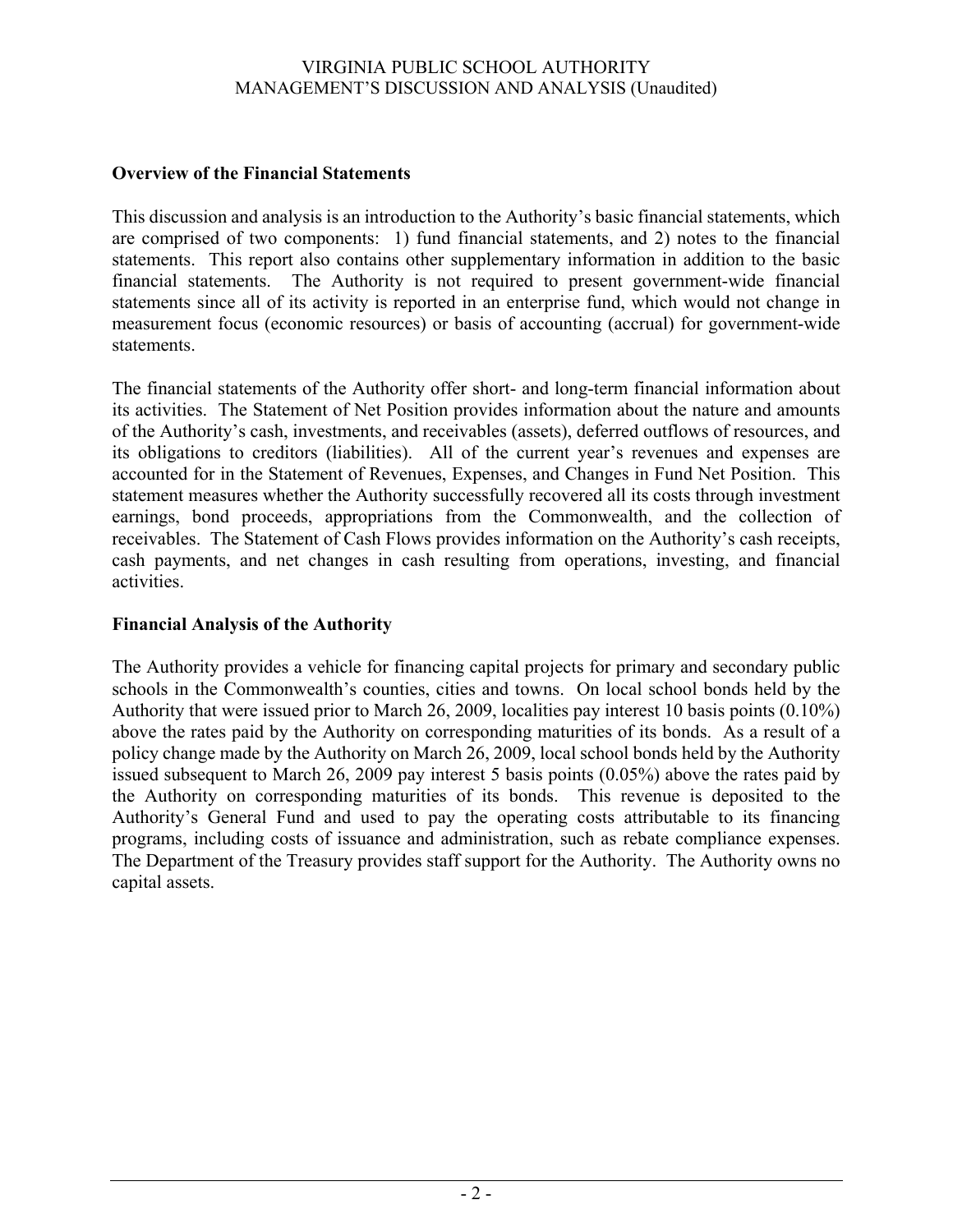## Overview of the Financial Statements

This discussion and analysis is an introduction to the Authority's basic financial statements, which are comprised of two components: 1) fund financial statements, and 2) notes to the financial statements. This report also contains other supplementary information in addition to the basic financial statements. The Authority is not required to present government-wide financial statements since all of its activity is reported in an enterprise fund, which would not change in measurement focus (economic resources) or basis of accounting (accrual) for government-wide statements.

The financial statements of the Authority offer short- and long-term financial information about its activities. The Statement of Net Position provides information about the nature and amounts of the Authority's cash, investments, and receivables (assets), deferred outflows of resources, and its obligations to creditors (liabilities). All of the current year's revenues and expenses are accounted for in the Statement of Revenues, Expenses, and Changes in Fund Net Position. This statement measures whether the Authority successfully recovered all its costs through investment earnings, bond proceeds, appropriations from the Commonwealth, and the collection of receivables. The Statement of Cash Flows provides information on the Authority's cash receipts, cash payments, and net changes in cash resulting from operations, investing, and financial activities.

## Financial Analysis of the Authority

The Authority provides a vehicle for financing capital projects for primary and secondary public schools in the Commonwealth's counties, cities and towns. On local school bonds held by the Authority that were issued prior to March 26, 2009, localities pay interest 10 basis points (0.10%) above the rates paid by the Authority on corresponding maturities of its bonds. As a result of a policy change made by the Authority on March 26, 2009, local school bonds held by the Authority issued subsequent to March 26, 2009 pay interest 5 basis points (0.05%) above the rates paid by the Authority on corresponding maturities of its bonds. This revenue is deposited to the Authority's General Fund and used to pay the operating costs attributable to its financing programs, including costs of issuance and administration, such as rebate compliance expenses. The Department of the Treasury provides staff support for the Authority. The Authority owns no capital assets.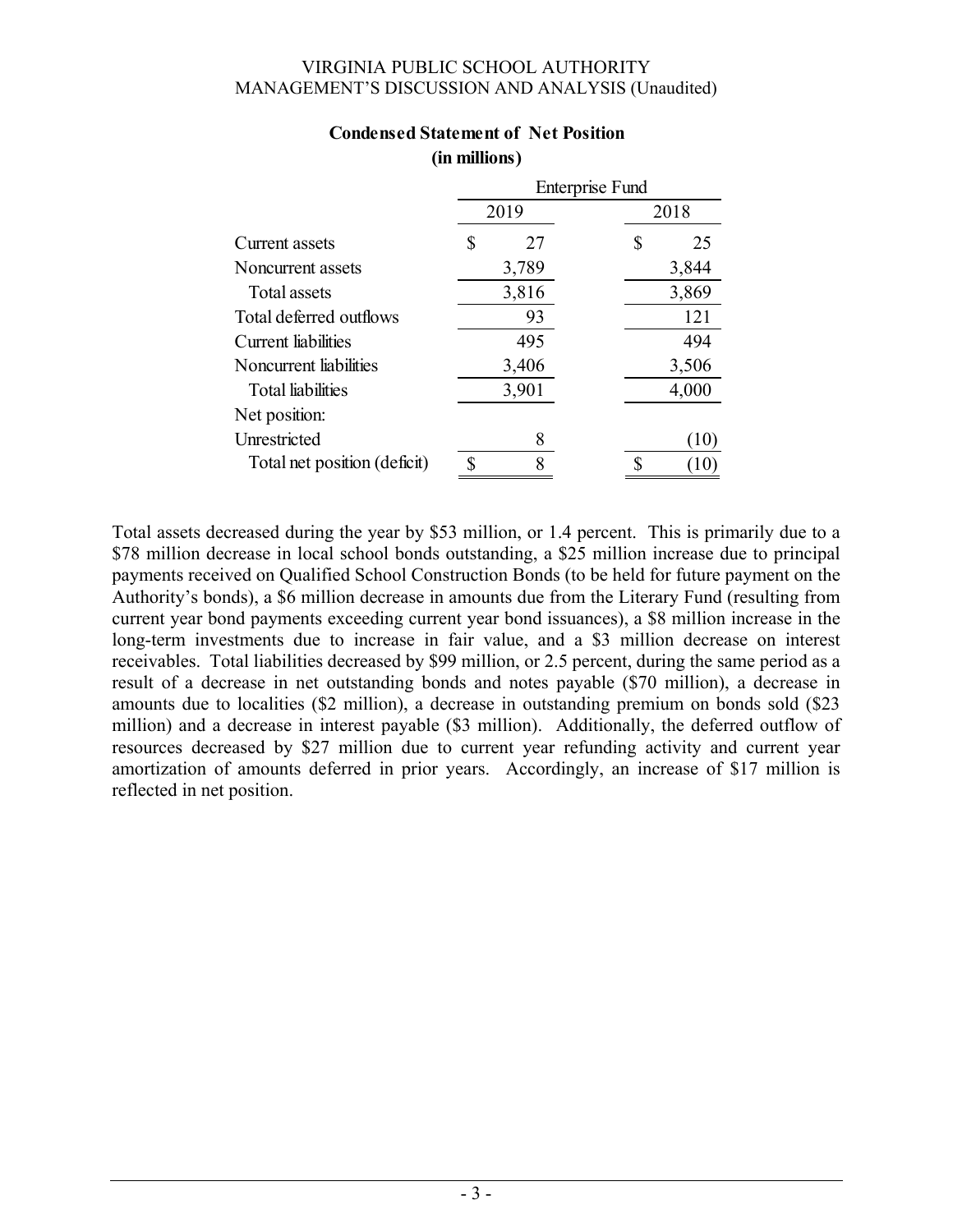**Condensed Statement of Net Position**
**(in millions)**

| | Enterprise Fund | |
|---|---|---|
| | 2019 | 2018 |
| Current assets | $ 27 | $ 25 |
| Noncurrent assets | 3,789 | 3,844 |
| Total assets | 3,816 | 3,869 |
| Total deferred outflows | 93 | 121 |
| Current liabilities | 495 | 494 |
| Noncurrent liabilities | 3,406 | 3,506 |
| Total liabilities | 3,901 | 4,000 |
| Net position: | | |
| Unrestricted | 8 | (10) |
| Total net position (deficit) | $ 8 | $ (10) |

Total assets decreased during the year by $53 million, or 1.4 percent. This is primarily due to a $78 million decrease in local school bonds outstanding, a $25 million increase due to principal payments received on Qualified School Construction Bonds (to be held for future payment on the Authority's bonds), a $6 million decrease in amounts due from the Literary Fund (resulting from current year bond payments exceeding current year bond issuances), a $8 million increase in the long-term investments due to increase in fair value, and a $3 million decrease on interest receivables. Total liabilities decreased by $99 million, or 2.5 percent, during the same period as a result of a decrease in net outstanding bonds and notes payable ($70 million), a decrease in amounts due to localities ($2 million), a decrease in outstanding premium on bonds sold ($23 million) and a decrease in interest payable ($3 million). Additionally, the deferred outflow of resources decreased by $27 million due to current year refunding activity and current year amortization of amounts deferred in prior years. Accordingly, an increase of $17 million is reflected in net position.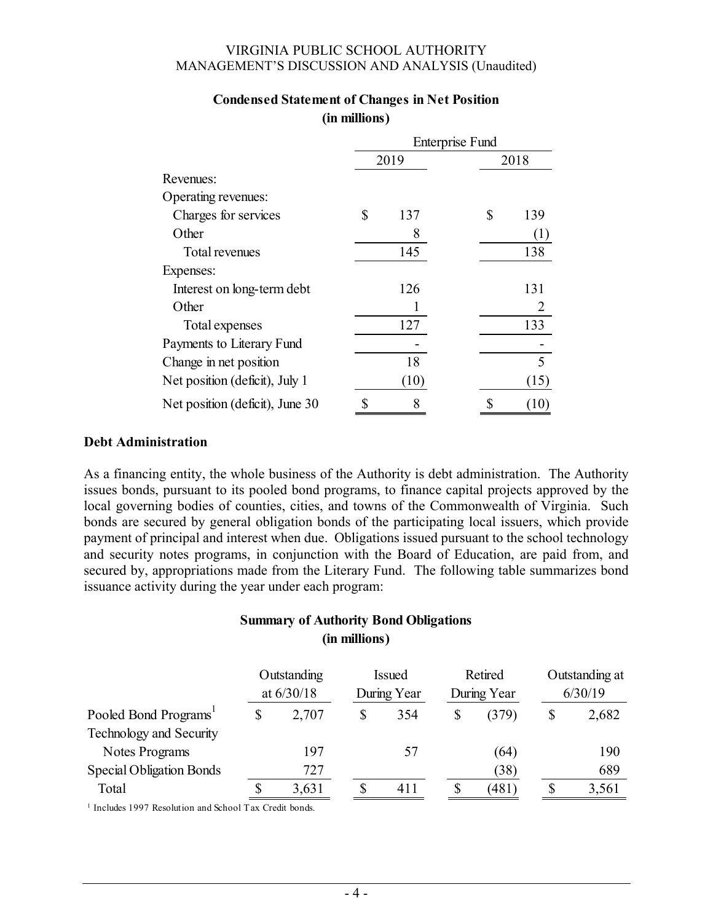VIRGINIA PUBLIC SCHOOL AUTHORITY
MANAGEMENT'S DISCUSSION AND ANALYSIS (Unaudited)

**Condensed Statement of Changes in Net Position**
**(in millions)**

| | Enterprise Fund | |
|---|---|---|
| | 2019 | 2018 |
| Revenues: | | |
| Operating revenues: | | |
| Charges for services | $ 137 | $ 139 |
| Other | 8 | (1) |
| Total revenues | 145 | 138 |
| Expenses: | | |
| Interest on long-term debt | 126 | 131 |
| Other | 1 | 2 |
| Total expenses | 127 | 133 |
| Payments to Literary Fund | - | - |
| Change in net position | 18 | 5 |
| Net position (deficit), July 1 | (10) | (15) |
| Net position (deficit), June 30 | $ 8 | $ (10) |

**Debt Administration**

As a financing entity, the whole business of the Authority is debt administration. The Authority issues bonds, pursuant to its pooled bond programs, to finance capital projects approved by the local governing bodies of counties, cities, and towns of the Commonwealth of Virginia. Such bonds are secured by general obligation bonds of the participating local issuers, which provide payment of principal and interest when due. Obligations issued pursuant to the school technology and security notes programs, in conjunction with the Board of Education, are paid from, and secured by, appropriations made from the Literary Fund. The following table summarizes bond issuance activity during the year under each program:

**Summary of Authority Bond Obligations**
**(in millions)**

| | Outstanding at 6/30/18 | Issued During Year | Retired During Year | Outstanding at 6/30/19 |
|---|---|---|---|---|
| Pooled Bond Programs[1] | $ 2,707 | $ 354 | $ (379) | $ 2,682 |
| Technology and Security Notes Programs | 197 | 57 | (64) | 190 |
| Special Obligation Bonds | 727 | | (38) | 689 |
| Total | $ 3,631 | $ 411 | $ (481) | $ 3,561 |

[1] Includes 1997 Resolution and School Tax Credit bonds.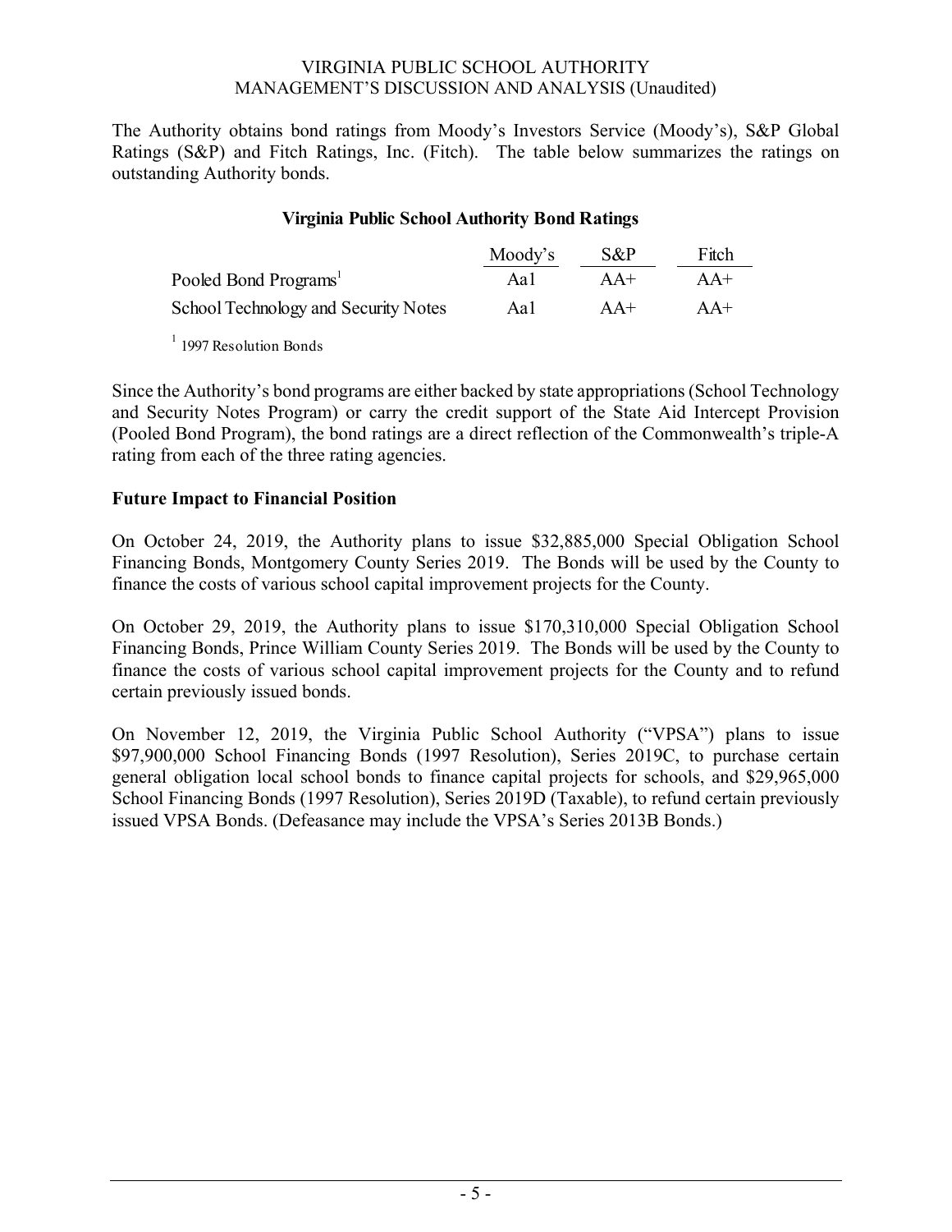The Authority obtains bond ratings from Moody's Investors Service (Moody's), S&P Global Ratings (S&P) and Fitch Ratings, Inc. (Fitch). The table below summarizes the ratings on outstanding Authority bonds.

**Virginia Public School Authority Bond Ratings**

| | Moody's | S&P | Fitch |
|---|---|---|---|
| Pooled Bond Programs[1] | Aa1 | AA+ | AA+ |
| School Technology and Security Notes | Aa1 | AA+ | AA+ |

[1] 1997 Resolution Bonds

Since the Authority's bond programs are either backed by state appropriations (School Technology and Security Notes Program) or carry the credit support of the State Aid Intercept Provision (Pooled Bond Program), the bond ratings are a direct reflection of the Commonwealth's triple-A rating from each of the three rating agencies.

## Future Impact to Financial Position

On October 24, 2019, the Authority plans to issue $32,885,000 Special Obligation School Financing Bonds, Montgomery County Series 2019. The Bonds will be used by the County to finance the costs of various school capital improvement projects for the County.

On October 29, 2019, the Authority plans to issue $170,310,000 Special Obligation School Financing Bonds, Prince William County Series 2019. The Bonds will be used by the County to finance the costs of various school capital improvement projects for the County and to refund certain previously issued bonds.

On November 12, 2019, the Virginia Public School Authority ("VPSA") plans to issue $97,900,000 School Financing Bonds (1997 Resolution), Series 2019C, to purchase certain general obligation local school bonds to finance capital projects for schools, and $29,965,000 School Financing Bonds (1997 Resolution), Series 2019D (Taxable), to refund certain previously issued VPSA Bonds. (Defeasance may include the VPSA's Series 2013B Bonds.)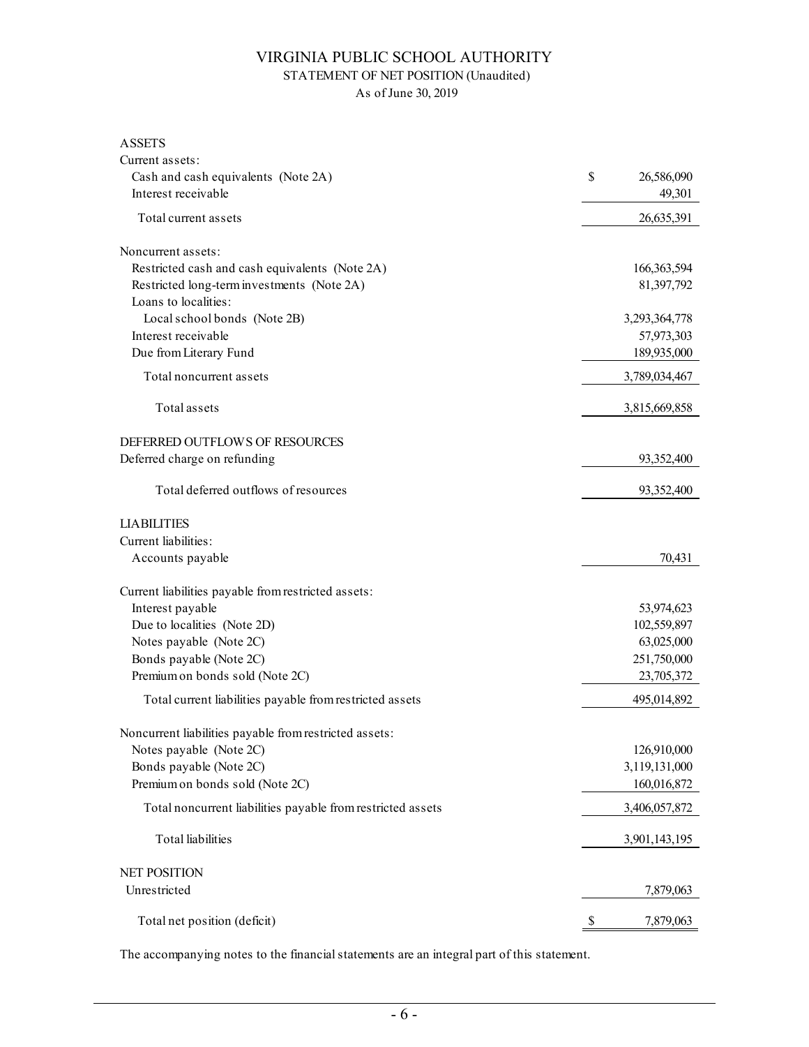# VIRGINIA PUBLIC SCHOOL AUTHORITY

## STATEMENT OF NET POSITION (Unaudited)

As of June 30, 2019

| | |
|---|---|
| **ASSETS** | |
| Current assets: | |
| Cash and cash equivalents (Note 2A) | $ 26,586,090 |
| Interest receivable | 49,301 |
| Total current assets | 26,635,391 |
| Noncurrent assets: | |
| Restricted cash and cash equivalents (Note 2A) | 166,363,594 |
| Restricted long-term investments (Note 2A) | 81,397,792 |
| Loans to localities: | |
| Local school bonds (Note 2B) | 3,293,364,778 |
| Interest receivable | 57,973,303 |
| Due from Literary Fund | 189,935,000 |
| Total noncurrent assets | 3,789,034,467 |
| Total assets | 3,815,669,858 |
| **DEFERRED OUTFLOWS OF RESOURCES** | |
| Deferred charge on refunding | 93,352,400 |
| Total deferred outflows of resources | 93,352,400 |
| **LIABILITIES** | |
| Current liabilities: | |
| Accounts payable | 70,431 |
| Current liabilities payable from restricted assets: | |
| Interest payable | 53,974,623 |
| Due to localities (Note 2D) | 102,559,897 |
| Notes payable (Note 2C) | 63,025,000 |
| Bonds payable (Note 2C) | 251,750,000 |
| Premium on bonds sold (Note 2C) | 23,705,372 |
| Total current liabilities payable from restricted assets | 495,014,892 |
| Noncurrent liabilities payable from restricted assets: | |
| Notes payable (Note 2C) | 126,910,000 |
| Bonds payable (Note 2C) | 3,119,131,000 |
| Premium on bonds sold (Note 2C) | 160,016,872 |
| Total noncurrent liabilities payable from restricted assets | 3,406,057,872 |
| Total liabilities | 3,901,143,195 |
| **NET POSITION** | |
| Unrestricted | 7,879,063 |
| Total net position (deficit) | $ 7,879,063 |

The accompanying notes to the financial statements are an integral part of this statement.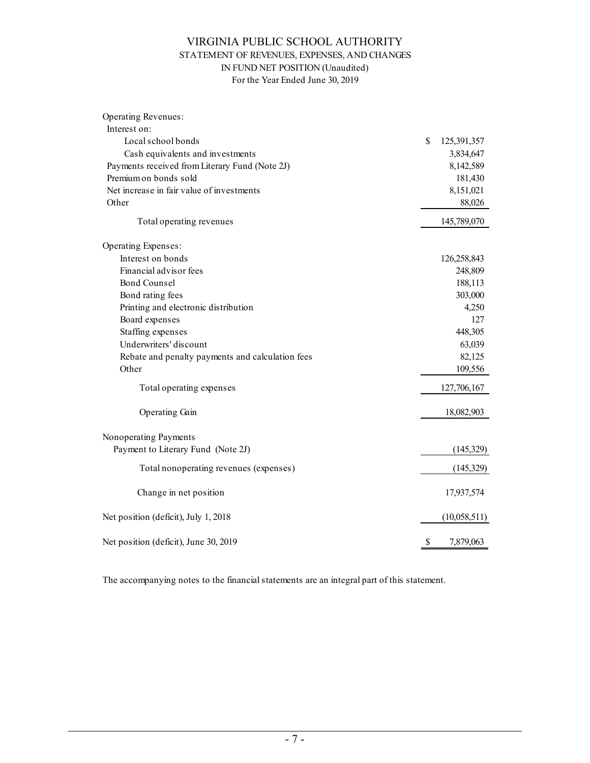# VIRGINIA PUBLIC SCHOOL AUTHORITY

## STATEMENT OF REVENUES, EXPENSES, AND CHANGES IN FUND NET POSITION (Unaudited)

For the Year Ended June 30, 2019

| | |
|---|---|
| Operating Revenues: | |
| Interest on: | |
| Local school bonds | $ 125,391,357 |
| Cash equivalents and investments | 3,834,647 |
| Payments received from Literary Fund (Note 2J) | 8,142,589 |
| Premium on bonds sold | 181,430 |
| Net increase in fair value of investments | 8,151,021 |
| Other | 88,026 |
| Total operating revenues | 145,789,070 |
| Operating Expenses: | |
| Interest on bonds | 126,258,843 |
| Financial advisor fees | 248,809 |
| Bond Counsel | 188,113 |
| Bond rating fees | 303,000 |
| Printing and electronic distribution | 4,250 |
| Board expenses | 127 |
| Staffing expenses | 448,305 |
| Underwriters' discount | 63,039 |
| Rebate and penalty payments and calculation fees | 82,125 |
| Other | 109,556 |
| Total operating expenses | 127,706,167 |
| Operating Gain | 18,082,903 |
| Nonoperating Payments | |
| Payment to Literary Fund (Note 2J) | (145,329) |
| Total nonoperating revenues (expenses) | (145,329) |
| Change in net position | 17,937,574 |
| Net position (deficit), July 1, 2018 | (10,058,511) |
| Net position (deficit), June 30, 2019 | $ 7,879,063 |

The accompanying notes to the financial statements are an integral part of this statement.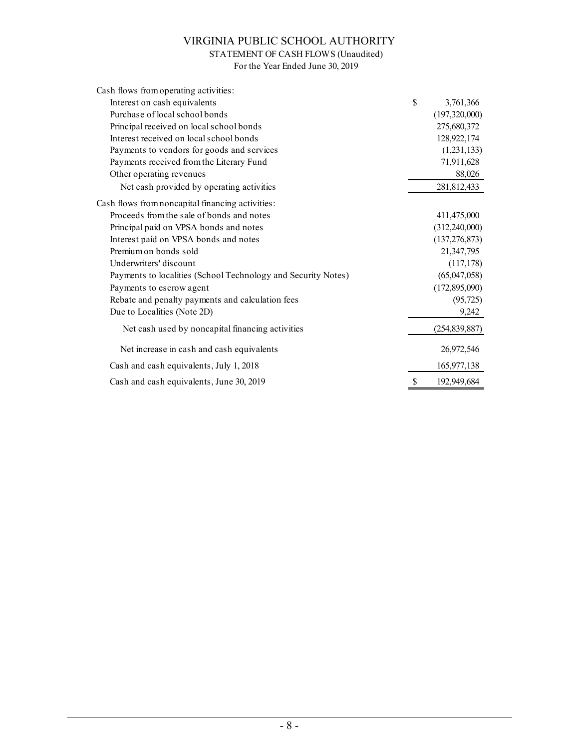# VIRGINIA PUBLIC SCHOOL AUTHORITY

## STATEMENT OF CASH FLOWS (Unaudited)

For the Year Ended June 30, 2019

| | |
|---|---|
| Cash flows from operating activities: | |
| Interest on cash equivalents | $ 3,761,366 |
| Purchase of local school bonds | (197,320,000) |
| Principal received on local school bonds | 275,680,372 |
| Interest received on local school bonds | 128,922,174 |
| Payments to vendors for goods and services | (1,231,133) |
| Payments received from the Literary Fund | 71,911,628 |
| Other operating revenues | 88,026 |
| Net cash provided by operating activities | 281,812,433 |
| Cash flows from noncapital financing activities: | |
| Proceeds from the sale of bonds and notes | 411,475,000 |
| Principal paid on VPSA bonds and notes | (312,240,000) |
| Interest paid on VPSA bonds and notes | (137,276,873) |
| Premium on bonds sold | 21,347,795 |
| Underwriters' discount | (117,178) |
| Payments to localities (School Technology and Security Notes) | (65,047,058) |
| Payments to escrow agent | (172,895,090) |
| Rebate and penalty payments and calculation fees | (95,725) |
| Due to Localities (Note 2D) | 9,242 |
| Net cash used by noncapital financing activities | (254,839,887) |
| Net increase in cash and cash equivalents | 26,972,546 |
| Cash and cash equivalents, July 1, 2018 | 165,977,138 |
| Cash and cash equivalents, June 30, 2019 | $ 192,949,684 |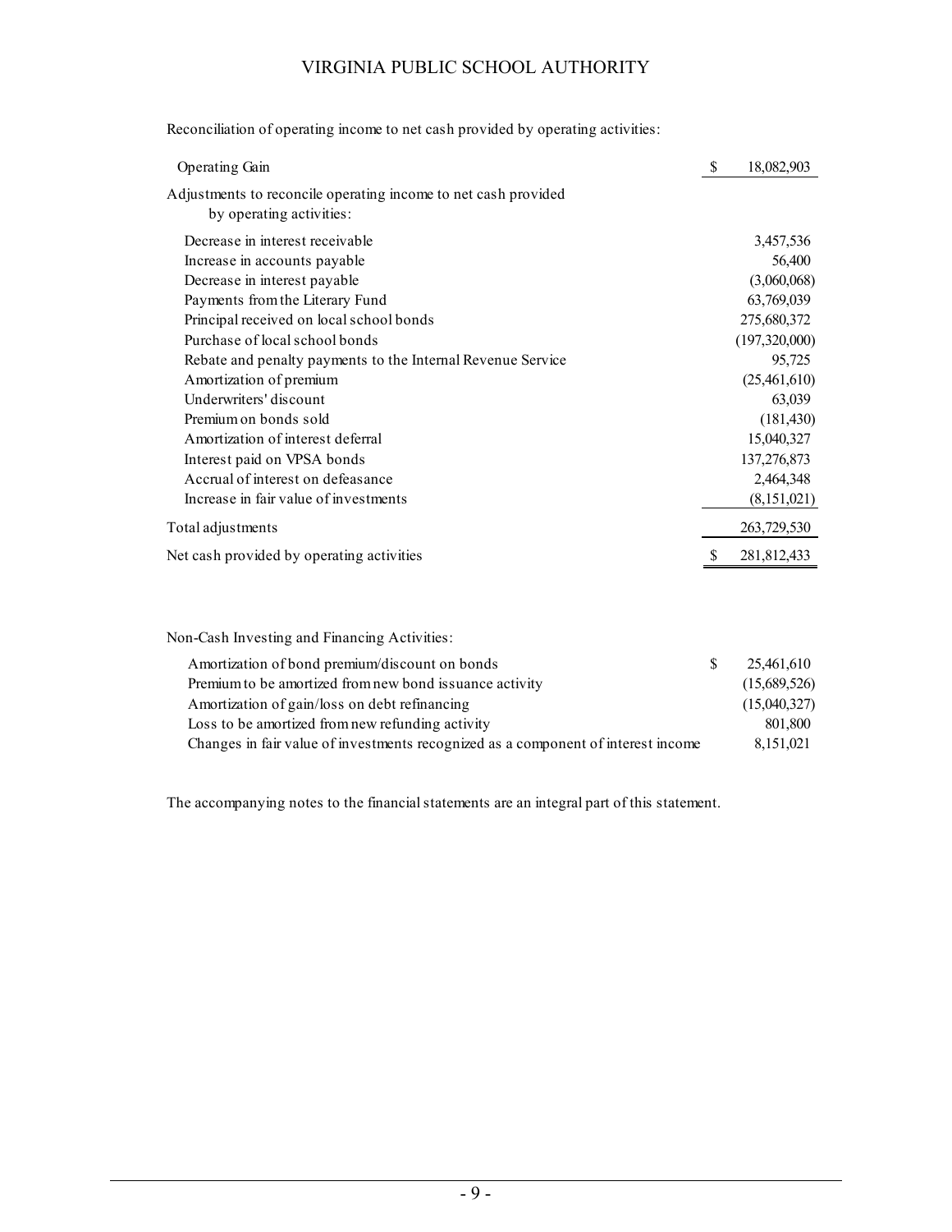Reconciliation of operating income to net cash provided by operating activities:

| | |
|---|---|
| Operating Gain | $ 18,082,903 |
| Adjustments to reconcile operating income to net cash provided by operating activities: | |
| Decrease in interest receivable | 3,457,536 |
| Increase in accounts payable | 56,400 |
| Decrease in interest payable | (3,060,068) |
| Payments from the Literary Fund | 63,769,039 |
| Principal received on local school bonds | 275,680,372 |
| Purchase of local school bonds | (197,320,000) |
| Rebate and penalty payments to the Internal Revenue Service | 95,725 |
| Amortization of premium | (25,461,610) |
| Underwriters' discount | 63,039 |
| Premium on bonds sold | (181,430) |
| Amortization of interest deferral | 15,040,327 |
| Interest paid on VPSA bonds | 137,276,873 |
| Accrual of interest on defeasance | 2,464,348 |
| Increase in fair value of investments | (8,151,021) |
| Total adjustments | 263,729,530 |
| Net cash provided by operating activities | $ 281,812,433 |

Non-Cash Investing and Financing Activities:

| | |
|---|---|
| Amortization of bond premium/discount on bonds | $ 25,461,610 |
| Premium to be amortized from new bond issuance activity | (15,689,526) |
| Amortization of gain/loss on debt refinancing | (15,040,327) |
| Loss to be amortized from new refunding activity | 801,800 |
| Changes in fair value of investments recognized as a component of interest income | 8,151,021 |

The accompanying notes to the financial statements are an integral part of this statement.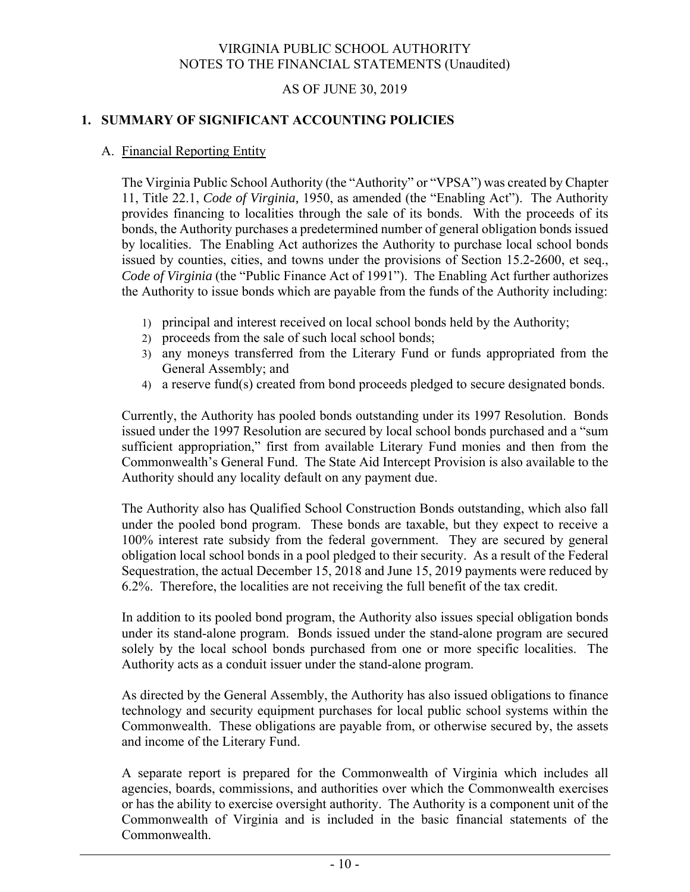VIRGINIA PUBLIC SCHOOL AUTHORITY
NOTES TO THE FINANCIAL STATEMENTS (Unaudited)

AS OF JUNE 30, 2019

## 1. SUMMARY OF SIGNIFICANT ACCOUNTING POLICIES

### A. Financial Reporting Entity

The Virginia Public School Authority (the "Authority" or "VPSA") was created by Chapter 11, Title 22.1, *Code of Virginia,* 1950, as amended (the "Enabling Act"). The Authority provides financing to localities through the sale of its bonds. With the proceeds of its bonds, the Authority purchases a predetermined number of general obligation bonds issued by localities. The Enabling Act authorizes the Authority to purchase local school bonds issued by counties, cities, and towns under the provisions of Section 15.2-2600, et seq., *Code of Virginia* (the "Public Finance Act of 1991"). The Enabling Act further authorizes the Authority to issue bonds which are payable from the funds of the Authority including:

1) principal and interest received on local school bonds held by the Authority;
2) proceeds from the sale of such local school bonds;
3) any moneys transferred from the Literary Fund or funds appropriated from the General Assembly; and
4) a reserve fund(s) created from bond proceeds pledged to secure designated bonds.

Currently, the Authority has pooled bonds outstanding under its 1997 Resolution. Bonds issued under the 1997 Resolution are secured by local school bonds purchased and a "sum sufficient appropriation," first from available Literary Fund monies and then from the Commonwealth's General Fund. The State Aid Intercept Provision is also available to the Authority should any locality default on any payment due.

The Authority also has Qualified School Construction Bonds outstanding, which also fall under the pooled bond program. These bonds are taxable, but they expect to receive a 100% interest rate subsidy from the federal government. They are secured by general obligation local school bonds in a pool pledged to their security. As a result of the Federal Sequestration, the actual December 15, 2018 and June 15, 2019 payments were reduced by 6.2%. Therefore, the localities are not receiving the full benefit of the tax credit.

In addition to its pooled bond program, the Authority also issues special obligation bonds under its stand-alone program. Bonds issued under the stand-alone program are secured solely by the local school bonds purchased from one or more specific localities. The Authority acts as a conduit issuer under the stand-alone program.

As directed by the General Assembly, the Authority has also issued obligations to finance technology and security equipment purchases for local public school systems within the Commonwealth. These obligations are payable from, or otherwise secured by, the assets and income of the Literary Fund.

A separate report is prepared for the Commonwealth of Virginia which includes all agencies, boards, commissions, and authorities over which the Commonwealth exercises or has the ability to exercise oversight authority. The Authority is a component unit of the Commonwealth of Virginia and is included in the basic financial statements of the Commonwealth.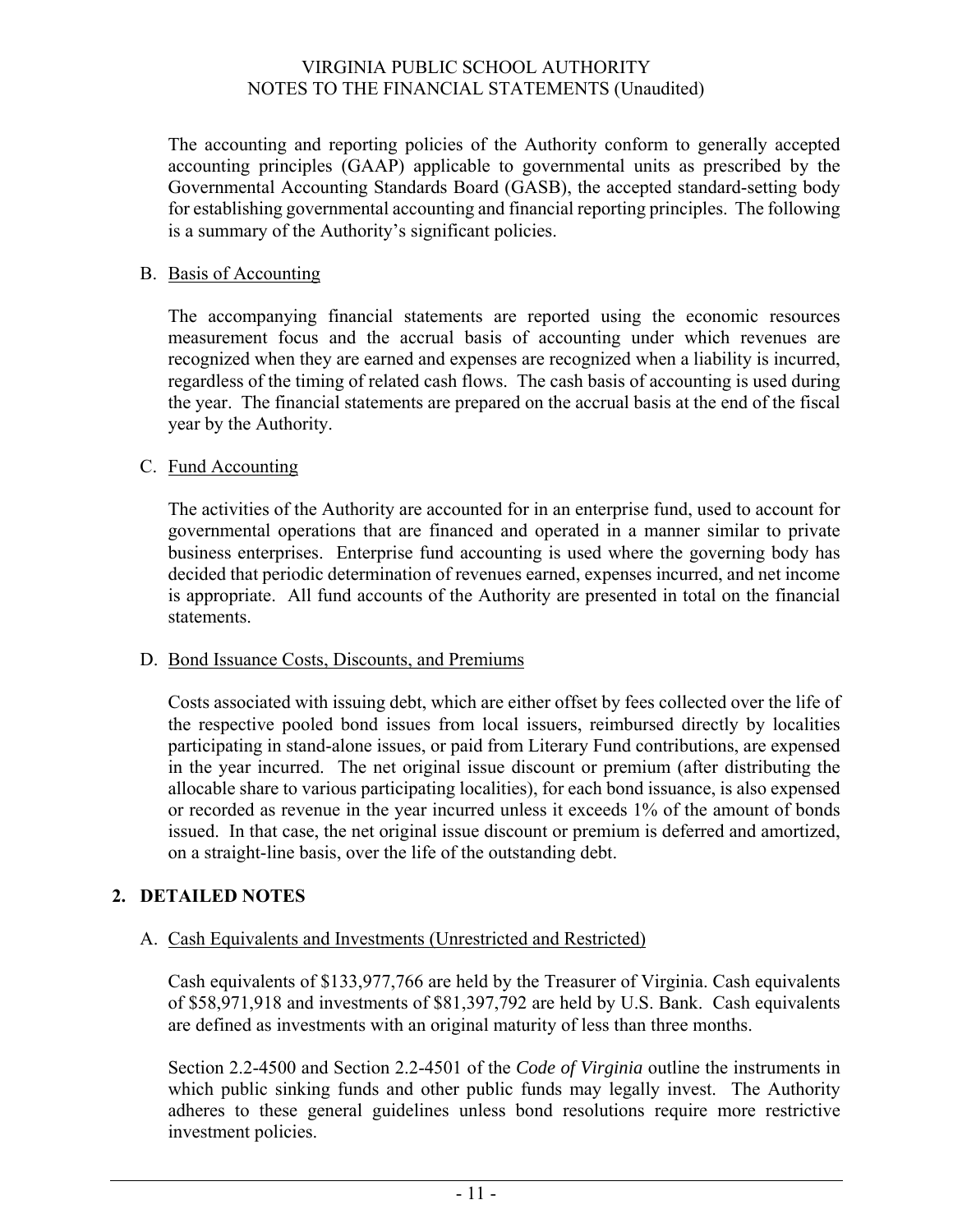The accounting and reporting policies of the Authority conform to generally accepted accounting principles (GAAP) applicable to governmental units as prescribed by the Governmental Accounting Standards Board (GASB), the accepted standard-setting body for establishing governmental accounting and financial reporting principles. The following is a summary of the Authority's significant policies.

B. Basis of Accounting

The accompanying financial statements are reported using the economic resources measurement focus and the accrual basis of accounting under which revenues are recognized when they are earned and expenses are recognized when a liability is incurred, regardless of the timing of related cash flows. The cash basis of accounting is used during the year. The financial statements are prepared on the accrual basis at the end of the fiscal year by the Authority.

C. Fund Accounting

The activities of the Authority are accounted for in an enterprise fund, used to account for governmental operations that are financed and operated in a manner similar to private business enterprises. Enterprise fund accounting is used where the governing body has decided that periodic determination of revenues earned, expenses incurred, and net income is appropriate. All fund accounts of the Authority are presented in total on the financial statements.

D. Bond Issuance Costs, Discounts, and Premiums

Costs associated with issuing debt, which are either offset by fees collected over the life of the respective pooled bond issues from local issuers, reimbursed directly by localities participating in stand-alone issues, or paid from Literary Fund contributions, are expensed in the year incurred. The net original issue discount or premium (after distributing the allocable share to various participating localities), for each bond issuance, is also expensed or recorded as revenue in the year incurred unless it exceeds 1% of the amount of bonds issued. In that case, the net original issue discount or premium is deferred and amortized, on a straight-line basis, over the life of the outstanding debt.

## 2. DETAILED NOTES

A. Cash Equivalents and Investments (Unrestricted and Restricted)

Cash equivalents of $133,977,766 are held by the Treasurer of Virginia. Cash equivalents of $58,971,918 and investments of $81,397,792 are held by U.S. Bank. Cash equivalents are defined as investments with an original maturity of less than three months.

Section 2.2-4500 and Section 2.2-4501 of the *Code of Virginia* outline the instruments in which public sinking funds and other public funds may legally invest. The Authority adheres to these general guidelines unless bond resolutions require more restrictive investment policies.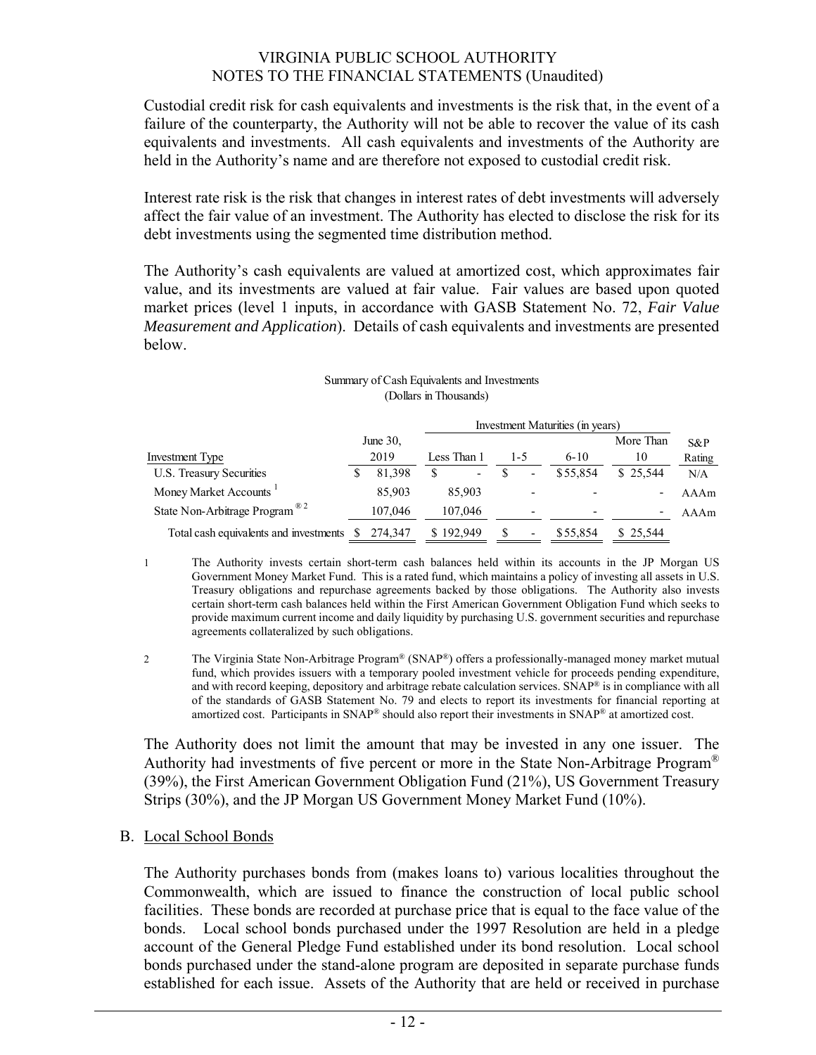Custodial credit risk for cash equivalents and investments is the risk that, in the event of a failure of the counterparty, the Authority will not be able to recover the value of its cash equivalents and investments. All cash equivalents and investments of the Authority are held in the Authority's name and are therefore not exposed to custodial credit risk.

Interest rate risk is the risk that changes in interest rates of debt investments will adversely affect the fair value of an investment. The Authority has elected to disclose the risk for its debt investments using the segmented time distribution method.

The Authority's cash equivalents are valued at amortized cost, which approximates fair value, and its investments are valued at fair value. Fair values are based upon quoted market prices (level 1 inputs, in accordance with GASB Statement No. 72, *Fair Value Measurement and Application*). Details of cash equivalents and investments are presented below.

Summary of Cash Equivalents and Investments
(Dollars in Thousands)

| | | Investment Maturities (in years) | | | | |
|---|---|---|---|---|---|---|
| Investment Type | June 30, 2019 | Less Than 1 | 1-5 | 6-10 | More Than 10 | S&P Rating |
| U.S. Treasury Securities | $ 81,398 | $ - | $ - | $ 55,854 | $ 25,544 | N/A |
| Money Market Accounts [1] | 85,903 | 85,903 | - | - | - | AAAm |
| State Non-Arbitrage Program ® [2] | 107,046 | 107,046 | - | - | - | AAAm |
| Total cash equivalents and investments | $ 274,347 | $ 192,949 | $ - | $ 55,854 | $ 25,544 | |

1 The Authority invests certain short-term cash balances held within its accounts in the JP Morgan US Government Money Market Fund. This is a rated fund, which maintains a policy of investing all assets in U.S. Treasury obligations and repurchase agreements backed by those obligations. The Authority also invests certain short-term cash balances held within the First American Government Obligation Fund which seeks to provide maximum current income and daily liquidity by purchasing U.S. government securities and repurchase agreements collateralized by such obligations.

2 The Virginia State Non-Arbitrage Program® (SNAP®) offers a professionally-managed money market mutual fund, which provides issuers with a temporary pooled investment vehicle for proceeds pending expenditure, and with record keeping, depository and arbitrage rebate calculation services. SNAP® is in compliance with all of the standards of GASB Statement No. 79 and elects to report its investments for financial reporting at amortized cost. Participants in SNAP® should also report their investments in SNAP® at amortized cost.

The Authority does not limit the amount that may be invested in any one issuer. The Authority had investments of five percent or more in the State Non-Arbitrage Program® (39%), the First American Government Obligation Fund (21%), US Government Treasury Strips (30%), and the JP Morgan US Government Money Market Fund (10%).

B. Local School Bonds

The Authority purchases bonds from (makes loans to) various localities throughout the Commonwealth, which are issued to finance the construction of local public school facilities. These bonds are recorded at purchase price that is equal to the face value of the bonds. Local school bonds purchased under the 1997 Resolution are held in a pledge account of the General Pledge Fund established under its bond resolution. Local school bonds purchased under the stand-alone program are deposited in separate purchase funds established for each issue. Assets of the Authority that are held or received in purchase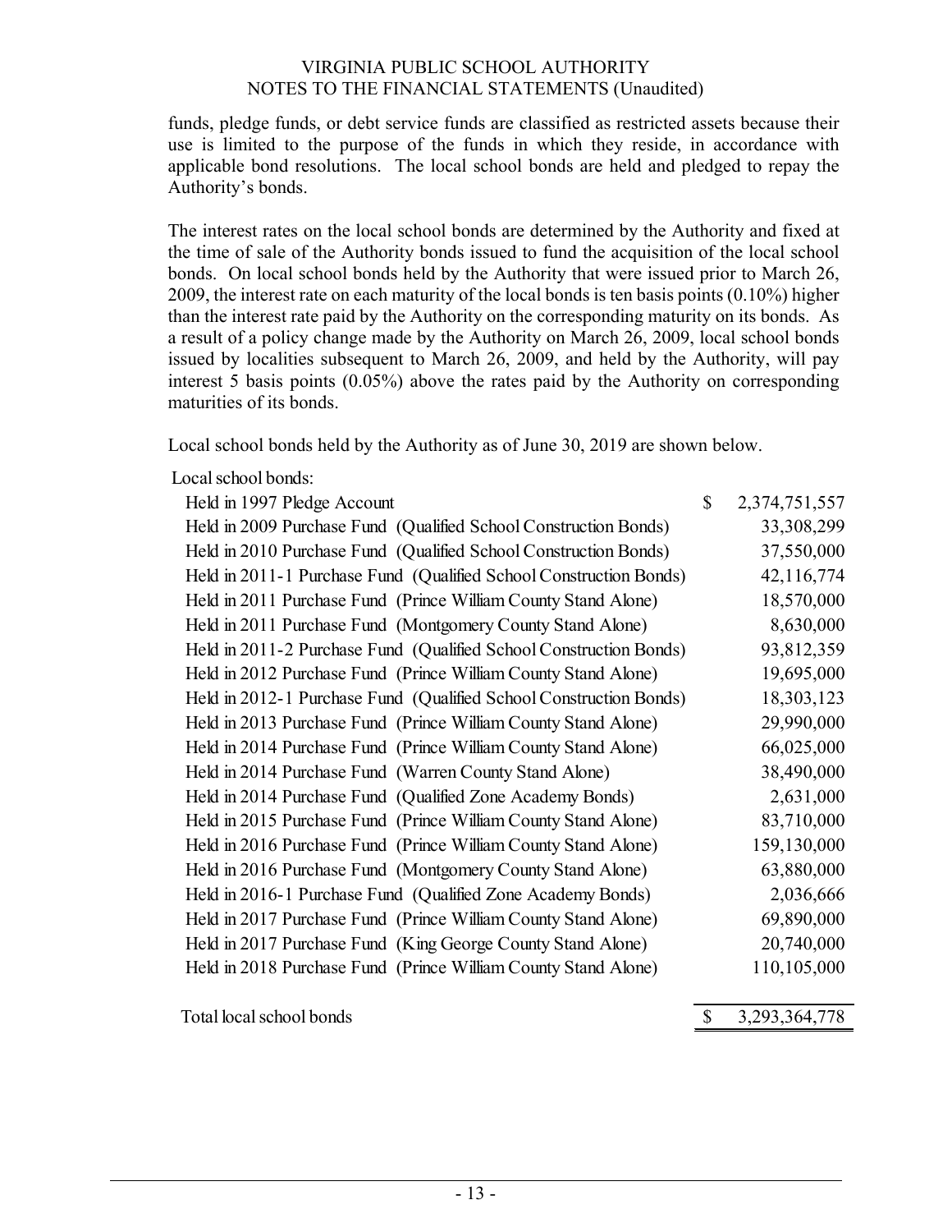funds, pledge funds, or debt service funds are classified as restricted assets because their use is limited to the purpose of the funds in which they reside, in accordance with applicable bond resolutions. The local school bonds are held and pledged to repay the Authority's bonds.

The interest rates on the local school bonds are determined by the Authority and fixed at the time of sale of the Authority bonds issued to fund the acquisition of the local school bonds. On local school bonds held by the Authority that were issued prior to March 26, 2009, the interest rate on each maturity of the local bonds is ten basis points (0.10%) higher than the interest rate paid by the Authority on the corresponding maturity on its bonds. As a result of a policy change made by the Authority on March 26, 2009, local school bonds issued by localities subsequent to March 26, 2009, and held by the Authority, will pay interest 5 basis points (0.05%) above the rates paid by the Authority on corresponding maturities of its bonds.

Local school bonds held by the Authority as of June 30, 2019 are shown below.

| | |
|---|---|
| Local school bonds: | |
| Held in 1997 Pledge Account | $ 2,374,751,557 |
| Held in 2009 Purchase Fund (Qualified School Construction Bonds) | 33,308,299 |
| Held in 2010 Purchase Fund (Qualified School Construction Bonds) | 37,550,000 |
| Held in 2011-1 Purchase Fund (Qualified School Construction Bonds) | 42,116,774 |
| Held in 2011 Purchase Fund (Prince William County Stand Alone) | 18,570,000 |
| Held in 2011 Purchase Fund (Montgomery County Stand Alone) | 8,630,000 |
| Held in 2011-2 Purchase Fund (Qualified School Construction Bonds) | 93,812,359 |
| Held in 2012 Purchase Fund (Prince William County Stand Alone) | 19,695,000 |
| Held in 2012-1 Purchase Fund (Qualified School Construction Bonds) | 18,303,123 |
| Held in 2013 Purchase Fund (Prince William County Stand Alone) | 29,990,000 |
| Held in 2014 Purchase Fund (Prince William County Stand Alone) | 66,025,000 |
| Held in 2014 Purchase Fund (Warren County Stand Alone) | 38,490,000 |
| Held in 2014 Purchase Fund (Qualified Zone Academy Bonds) | 2,631,000 |
| Held in 2015 Purchase Fund (Prince William County Stand Alone) | 83,710,000 |
| Held in 2016 Purchase Fund (Prince William County Stand Alone) | 159,130,000 |
| Held in 2016 Purchase Fund (Montgomery County Stand Alone) | 63,880,000 |
| Held in 2016-1 Purchase Fund (Qualified Zone Academy Bonds) | 2,036,666 |
| Held in 2017 Purchase Fund (Prince William County Stand Alone) | 69,890,000 |
| Held in 2017 Purchase Fund (King George County Stand Alone) | 20,740,000 |
| Held in 2018 Purchase Fund (Prince William County Stand Alone) | 110,105,000 |
| Total local school bonds | $ 3,293,364,778 |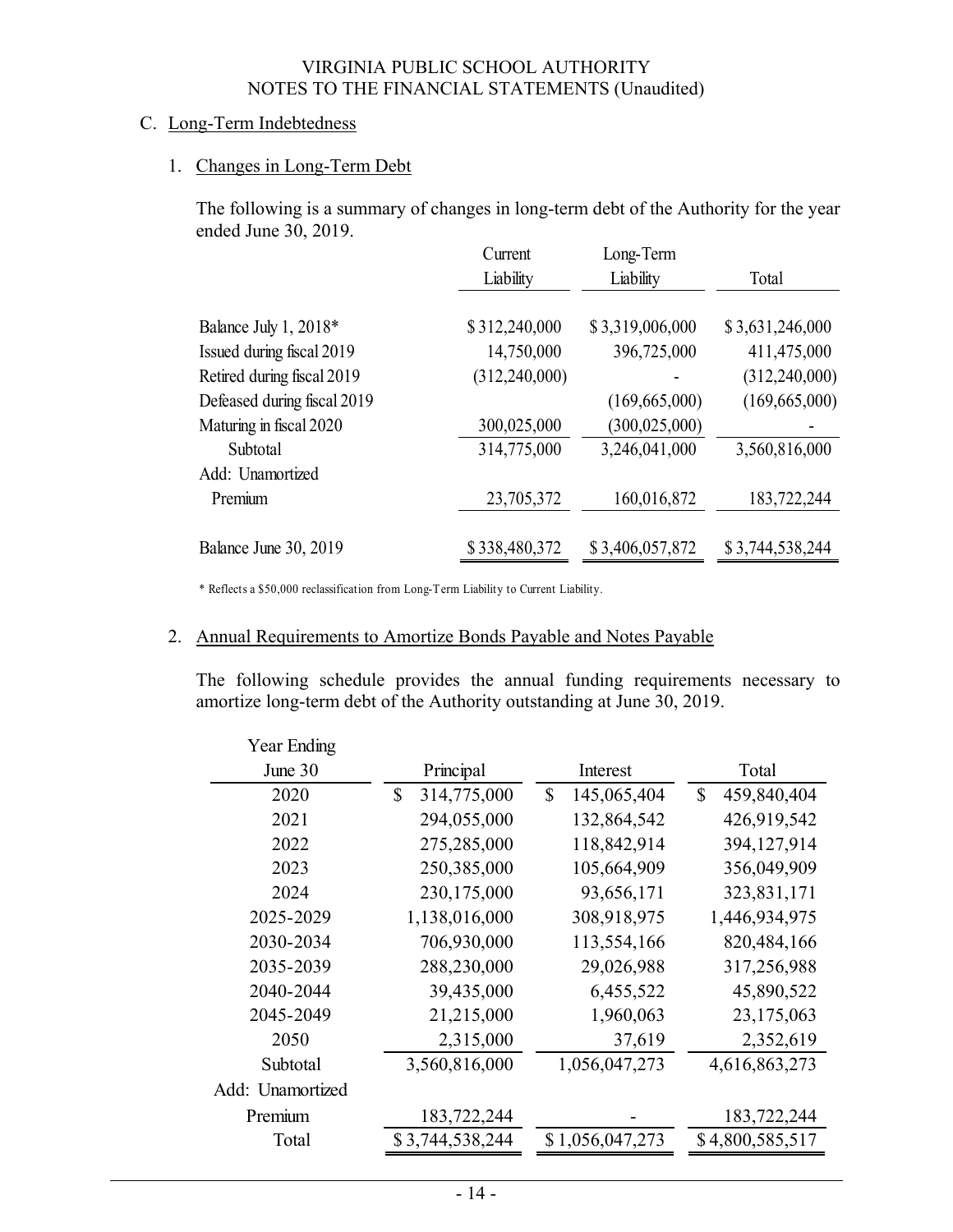VIRGINIA PUBLIC SCHOOL AUTHORITY
NOTES TO THE FINANCIAL STATEMENTS (Unaudited)

C. Long-Term Indebtedness

1. Changes in Long-Term Debt

The following is a summary of changes in long-term debt of the Authority for the year ended June 30, 2019.

| | Current Liability | Long-Term Liability | Total |
|---|---|---|---|
| Balance July 1, 2018* | $ 312,240,000 | $ 3,319,006,000 | $ 3,631,246,000 |
| Issued during fiscal 2019 | 14,750,000 | 396,725,000 | 411,475,000 |
| Retired during fiscal 2019 | (312,240,000) | - | (312,240,000) |
| Defeased during fiscal 2019 | | (169,665,000) | (169,665,000) |
| Maturing in fiscal 2020 | 300,025,000 | (300,025,000) | - |
| Subtotal | 314,775,000 | 3,246,041,000 | 3,560,816,000 |
| Add: Unamortized Premium | 23,705,372 | 160,016,872 | 183,722,244 |
| Balance June 30, 2019 | $ 338,480,372 | $ 3,406,057,872 | $ 3,744,538,244 |

\* Reflects a $50,000 reclassification from Long-Term Liability to Current Liability.

2. Annual Requirements to Amortize Bonds Payable and Notes Payable

The following schedule provides the annual funding requirements necessary to amortize long-term debt of the Authority outstanding at June 30, 2019.

| Year Ending June 30 | Principal | Interest | Total |
|---|---|---|---|
| 2020 | $ 314,775,000 | $ 145,065,404 | $ 459,840,404 |
| 2021 | 294,055,000 | 132,864,542 | 426,919,542 |
| 2022 | 275,285,000 | 118,842,914 | 394,127,914 |
| 2023 | 250,385,000 | 105,664,909 | 356,049,909 |
| 2024 | 230,175,000 | 93,656,171 | 323,831,171 |
| 2025-2029 | 1,138,016,000 | 308,918,975 | 1,446,934,975 |
| 2030-2034 | 706,930,000 | 113,554,166 | 820,484,166 |
| 2035-2039 | 288,230,000 | 29,026,988 | 317,256,988 |
| 2040-2044 | 39,435,000 | 6,455,522 | 45,890,522 |
| 2045-2049 | 21,215,000 | 1,960,063 | 23,175,063 |
| 2050 | 2,315,000 | 37,619 | 2,352,619 |
| Subtotal | 3,560,816,000 | 1,056,047,273 | 4,616,863,273 |
| Add: Unamortized Premium | 183,722,244 | - | 183,722,244 |
| Total | $ 3,744,538,244 | $ 1,056,047,273 | $ 4,800,585,517 |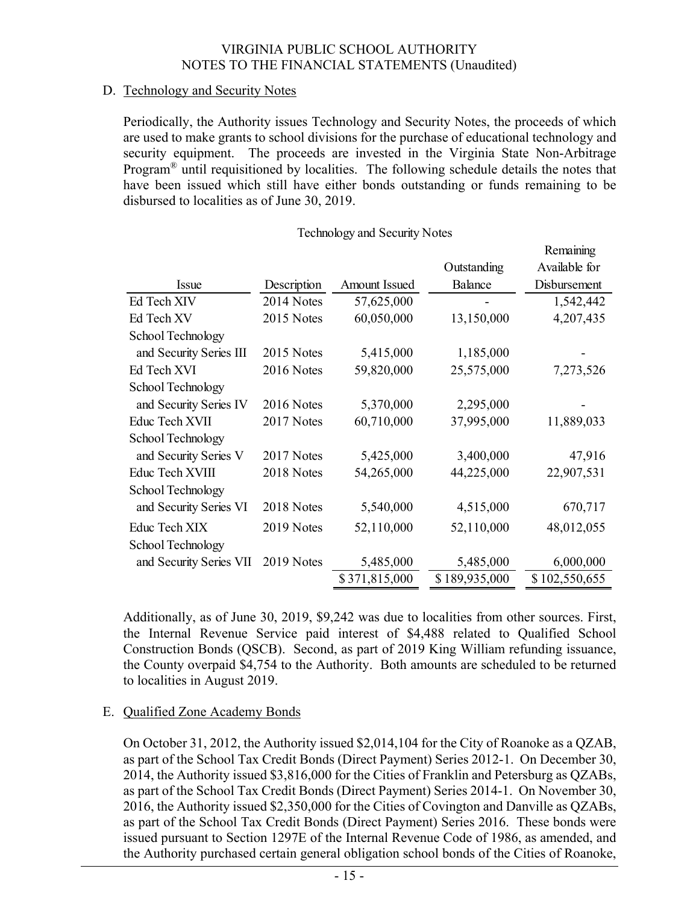D. Technology and Security Notes

Periodically, the Authority issues Technology and Security Notes, the proceeds of which are used to make grants to school divisions for the purchase of educational technology and security equipment. The proceeds are invested in the Virginia State Non-Arbitrage Program® until requisitioned by localities. The following schedule details the notes that have been issued which still have either bonds outstanding or funds remaining to be disbursed to localities as of June 30, 2019.

Technology and Security Notes

| Issue | Description | Amount Issued | Outstanding Balance | Remaining Available for Disbursement |
|---|---|---|---|---|
| Ed Tech XIV | 2014 Notes | 57,625,000 | - | 1,542,442 |
| Ed Tech XV | 2015 Notes | 60,050,000 | 13,150,000 | 4,207,435 |
| School Technology and Security Series III | 2015 Notes | 5,415,000 | 1,185,000 | - |
| Ed Tech XVI | 2016 Notes | 59,820,000 | 25,575,000 | 7,273,526 |
| School Technology and Security Series IV | 2016 Notes | 5,370,000 | 2,295,000 | - |
| Educ Tech XVII | 2017 Notes | 60,710,000 | 37,995,000 | 11,889,033 |
| School Technology and Security Series V | 2017 Notes | 5,425,000 | 3,400,000 | 47,916 |
| Educ Tech XVIII | 2018 Notes | 54,265,000 | 44,225,000 | 22,907,531 |
| School Technology and Security Series VI | 2018 Notes | 5,540,000 | 4,515,000 | 670,717 |
| Educ Tech XIX | 2019 Notes | 52,110,000 | 52,110,000 | 48,012,055 |
| School Technology and Security Series VII | 2019 Notes | 5,485,000 | 5,485,000 | 6,000,000 |
| | | $ 371,815,000 | $ 189,935,000 | $ 102,550,655 |

Additionally, as of June 30, 2019, $9,242 was due to localities from other sources. First, the Internal Revenue Service paid interest of $4,488 related to Qualified School Construction Bonds (QSCB). Second, as part of 2019 King William refunding issuance, the County overpaid $4,754 to the Authority. Both amounts are scheduled to be returned to localities in August 2019.

E. Qualified Zone Academy Bonds

On October 31, 2012, the Authority issued $2,014,104 for the City of Roanoke as a QZAB, as part of the School Tax Credit Bonds (Direct Payment) Series 2012-1. On December 30, 2014, the Authority issued $3,816,000 for the Cities of Franklin and Petersburg as QZABs, as part of the School Tax Credit Bonds (Direct Payment) Series 2014-1. On November 30, 2016, the Authority issued $2,350,000 for the Cities of Covington and Danville as QZABs, as part of the School Tax Credit Bonds (Direct Payment) Series 2016. These bonds were issued pursuant to Section 1297E of the Internal Revenue Code of 1986, as amended, and the Authority purchased certain general obligation school bonds of the Cities of Roanoke,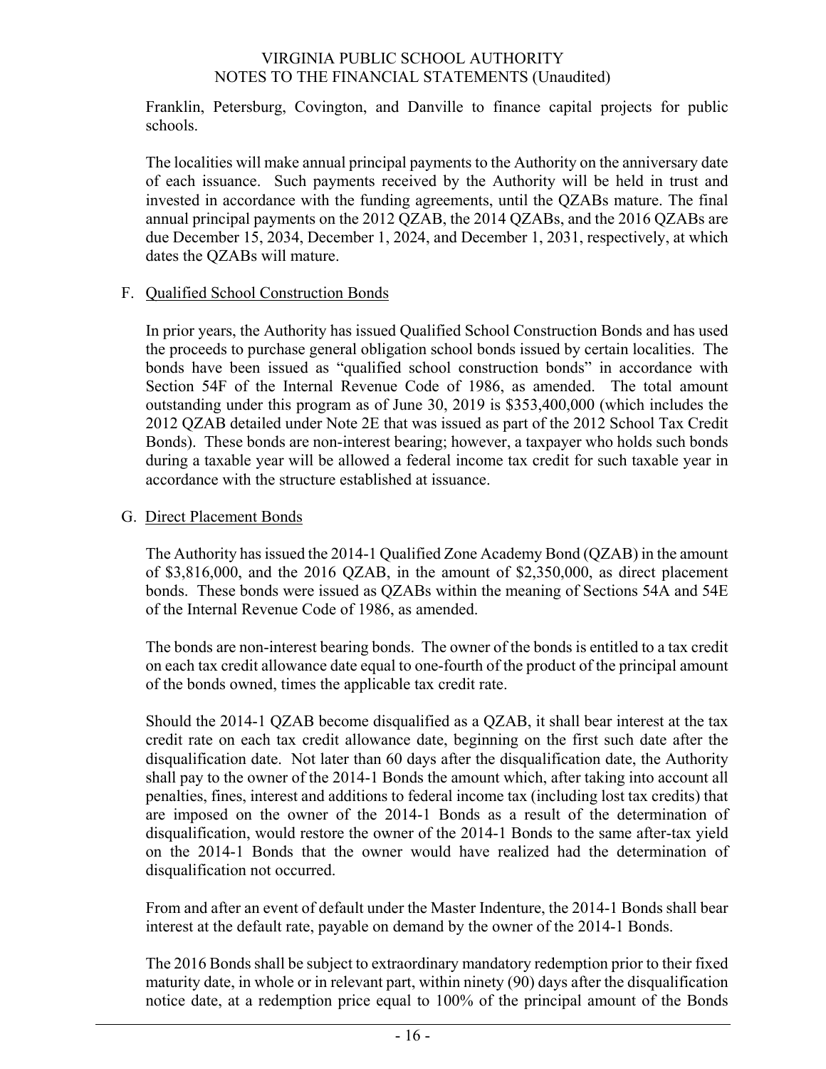Franklin, Petersburg, Covington, and Danville to finance capital projects for public schools.

The localities will make annual principal payments to the Authority on the anniversary date of each issuance. Such payments received by the Authority will be held in trust and invested in accordance with the funding agreements, until the QZABs mature. The final annual principal payments on the 2012 QZAB, the 2014 QZABs, and the 2016 QZABs are due December 15, 2034, December 1, 2024, and December 1, 2031, respectively, at which dates the QZABs will mature.

F. Qualified School Construction Bonds

In prior years, the Authority has issued Qualified School Construction Bonds and has used the proceeds to purchase general obligation school bonds issued by certain localities. The bonds have been issued as "qualified school construction bonds" in accordance with Section 54F of the Internal Revenue Code of 1986, as amended. The total amount outstanding under this program as of June 30, 2019 is $353,400,000 (which includes the 2012 QZAB detailed under Note 2E that was issued as part of the 2012 School Tax Credit Bonds). These bonds are non-interest bearing; however, a taxpayer who holds such bonds during a taxable year will be allowed a federal income tax credit for such taxable year in accordance with the structure established at issuance.

G. Direct Placement Bonds

The Authority has issued the 2014-1 Qualified Zone Academy Bond (QZAB) in the amount of $3,816,000, and the 2016 QZAB, in the amount of $2,350,000, as direct placement bonds. These bonds were issued as QZABs within the meaning of Sections 54A and 54E of the Internal Revenue Code of 1986, as amended.

The bonds are non-interest bearing bonds. The owner of the bonds is entitled to a tax credit on each tax credit allowance date equal to one-fourth of the product of the principal amount of the bonds owned, times the applicable tax credit rate.

Should the 2014-1 QZAB become disqualified as a QZAB, it shall bear interest at the tax credit rate on each tax credit allowance date, beginning on the first such date after the disqualification date. Not later than 60 days after the disqualification date, the Authority shall pay to the owner of the 2014-1 Bonds the amount which, after taking into account all penalties, fines, interest and additions to federal income tax (including lost tax credits) that are imposed on the owner of the 2014-1 Bonds as a result of the determination of disqualification, would restore the owner of the 2014-1 Bonds to the same after-tax yield on the 2014-1 Bonds that the owner would have realized had the determination of disqualification not occurred.

From and after an event of default under the Master Indenture, the 2014-1 Bonds shall bear interest at the default rate, payable on demand by the owner of the 2014-1 Bonds.

The 2016 Bonds shall be subject to extraordinary mandatory redemption prior to their fixed maturity date, in whole or in relevant part, within ninety (90) days after the disqualification notice date, at a redemption price equal to 100% of the principal amount of the Bonds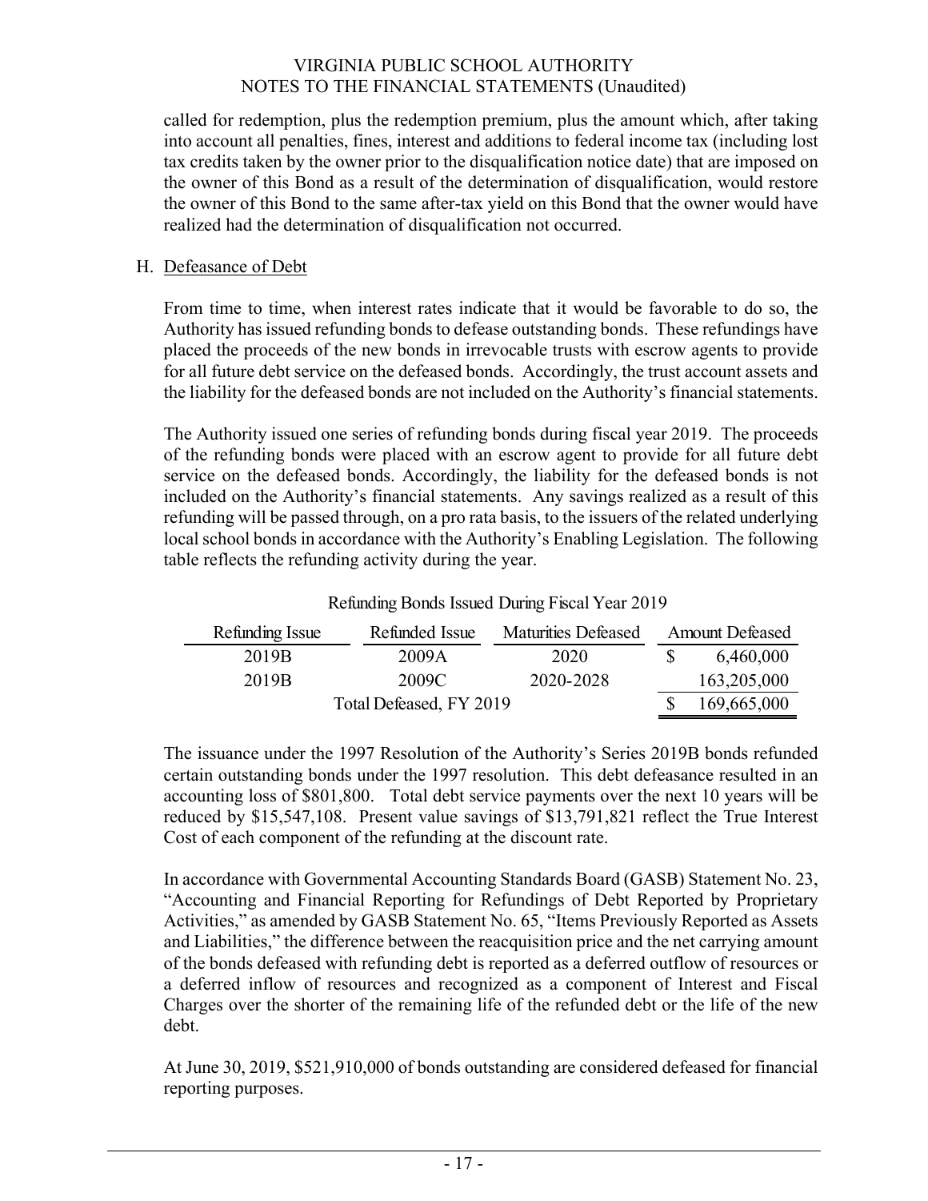called for redemption, plus the redemption premium, plus the amount which, after taking into account all penalties, fines, interest and additions to federal income tax (including lost tax credits taken by the owner prior to the disqualification notice date) that are imposed on the owner of this Bond as a result of the determination of disqualification, would restore the owner of this Bond to the same after-tax yield on this Bond that the owner would have realized had the determination of disqualification not occurred.

H. Defeasance of Debt

From time to time, when interest rates indicate that it would be favorable to do so, the Authority has issued refunding bonds to defease outstanding bonds. These refundings have placed the proceeds of the new bonds in irrevocable trusts with escrow agents to provide for all future debt service on the defeased bonds. Accordingly, the trust account assets and the liability for the defeased bonds are not included on the Authority's financial statements.

The Authority issued one series of refunding bonds during fiscal year 2019. The proceeds of the refunding bonds were placed with an escrow agent to provide for all future debt service on the defeased bonds. Accordingly, the liability for the defeased bonds is not included on the Authority's financial statements. Any savings realized as a result of this refunding will be passed through, on a pro rata basis, to the issuers of the related underlying local school bonds in accordance with the Authority's Enabling Legislation. The following table reflects the refunding activity during the year.

Refunding Bonds Issued During Fiscal Year 2019

| Refunding Issue | Refunded Issue | Maturities Defeased | Amount Defeased |
|---|---|---|---|
| 2019B | 2009A | 2020 | $ 6,460,000 |
| 2019B | 2009C | 2020-2028 | 163,205,000 |
| Total Defeased, FY 2019 | | | $ 169,665,000 |

The issuance under the 1997 Resolution of the Authority's Series 2019B bonds refunded certain outstanding bonds under the 1997 resolution. This debt defeasance resulted in an accounting loss of $801,800. Total debt service payments over the next 10 years will be reduced by $15,547,108. Present value savings of $13,791,821 reflect the True Interest Cost of each component of the refunding at the discount rate.

In accordance with Governmental Accounting Standards Board (GASB) Statement No. 23, "Accounting and Financial Reporting for Refundings of Debt Reported by Proprietary Activities," as amended by GASB Statement No. 65, "Items Previously Reported as Assets and Liabilities," the difference between the reacquisition price and the net carrying amount of the bonds defeased with refunding debt is reported as a deferred outflow of resources or a deferred inflow of resources and recognized as a component of Interest and Fiscal Charges over the shorter of the remaining life of the refunded debt or the life of the new debt.

At June 30, 2019, $521,910,000 of bonds outstanding are considered defeased for financial reporting purposes.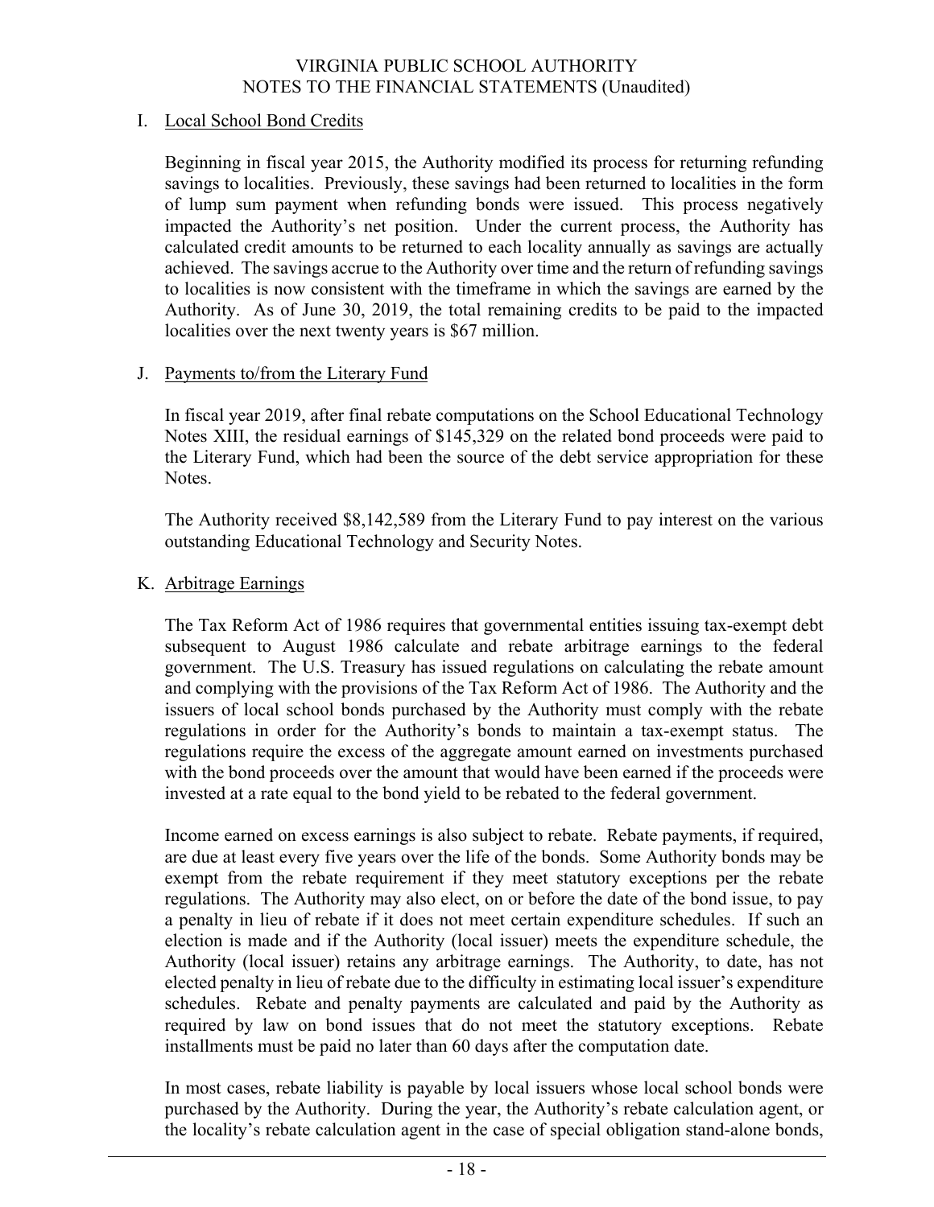I. Local School Bond Credits

Beginning in fiscal year 2015, the Authority modified its process for returning refunding savings to localities. Previously, these savings had been returned to localities in the form of lump sum payment when refunding bonds were issued. This process negatively impacted the Authority's net position. Under the current process, the Authority has calculated credit amounts to be returned to each locality annually as savings are actually achieved. The savings accrue to the Authority over time and the return of refunding savings to localities is now consistent with the timeframe in which the savings are earned by the Authority. As of June 30, 2019, the total remaining credits to be paid to the impacted localities over the next twenty years is $67 million.

J. Payments to/from the Literary Fund

In fiscal year 2019, after final rebate computations on the School Educational Technology Notes XIII, the residual earnings of $145,329 on the related bond proceeds were paid to the Literary Fund, which had been the source of the debt service appropriation for these Notes.

The Authority received $8,142,589 from the Literary Fund to pay interest on the various outstanding Educational Technology and Security Notes.

K. Arbitrage Earnings

The Tax Reform Act of 1986 requires that governmental entities issuing tax-exempt debt subsequent to August 1986 calculate and rebate arbitrage earnings to the federal government. The U.S. Treasury has issued regulations on calculating the rebate amount and complying with the provisions of the Tax Reform Act of 1986. The Authority and the issuers of local school bonds purchased by the Authority must comply with the rebate regulations in order for the Authority's bonds to maintain a tax-exempt status. The regulations require the excess of the aggregate amount earned on investments purchased with the bond proceeds over the amount that would have been earned if the proceeds were invested at a rate equal to the bond yield to be rebated to the federal government.

Income earned on excess earnings is also subject to rebate. Rebate payments, if required, are due at least every five years over the life of the bonds. Some Authority bonds may be exempt from the rebate requirement if they meet statutory exceptions per the rebate regulations. The Authority may also elect, on or before the date of the bond issue, to pay a penalty in lieu of rebate if it does not meet certain expenditure schedules. If such an election is made and if the Authority (local issuer) meets the expenditure schedule, the Authority (local issuer) retains any arbitrage earnings. The Authority, to date, has not elected penalty in lieu of rebate due to the difficulty in estimating local issuer's expenditure schedules. Rebate and penalty payments are calculated and paid by the Authority as required by law on bond issues that do not meet the statutory exceptions. Rebate installments must be paid no later than 60 days after the computation date.

In most cases, rebate liability is payable by local issuers whose local school bonds were purchased by the Authority. During the year, the Authority's rebate calculation agent, or the locality's rebate calculation agent in the case of special obligation stand-alone bonds,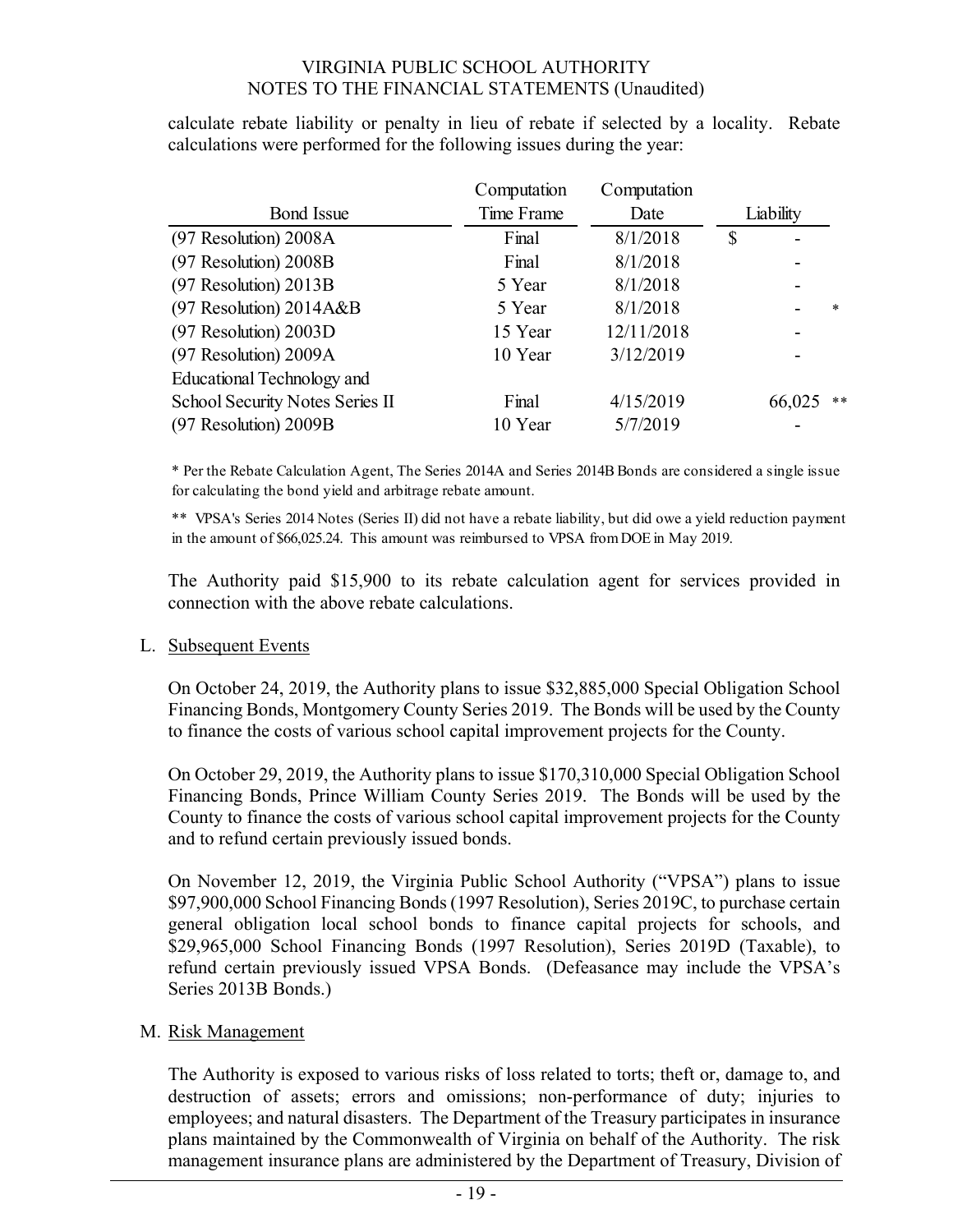calculate rebate liability or penalty in lieu of rebate if selected by a locality. Rebate calculations were performed for the following issues during the year:

| Bond Issue | Computation Time Frame | Computation Date | Liability |
|---|---|---|---|
| (97 Resolution) 2008A | Final | 8/1/2018 | $ - |
| (97 Resolution) 2008B | Final | 8/1/2018 | - |
| (97 Resolution) 2013B | 5 Year | 8/1/2018 | - |
| (97 Resolution) 2014A&B | 5 Year | 8/1/2018 | - * |
| (97 Resolution) 2003D | 15 Year | 12/11/2018 | - |
| (97 Resolution) 2009A | 10 Year | 3/12/2019 | - |
| Educational Technology and School Security Notes Series II | Final | 4/15/2019 | 66,025 ** |
| (97 Resolution) 2009B | 10 Year | 5/7/2019 | - |

* Per the Rebate Calculation Agent, The Series 2014A and Series 2014B Bonds are considered a single issue for calculating the bond yield and arbitrage rebate amount.

** VPSA's Series 2014 Notes (Series II) did not have a rebate liability, but did owe a yield reduction payment in the amount of $66,025.24. This amount was reimbursed to VPSA from DOE in May 2019.

The Authority paid $15,900 to its rebate calculation agent for services provided in connection with the above rebate calculations.

L. Subsequent Events

On October 24, 2019, the Authority plans to issue $32,885,000 Special Obligation School Financing Bonds, Montgomery County Series 2019. The Bonds will be used by the County to finance the costs of various school capital improvement projects for the County.

On October 29, 2019, the Authority plans to issue $170,310,000 Special Obligation School Financing Bonds, Prince William County Series 2019. The Bonds will be used by the County to finance the costs of various school capital improvement projects for the County and to refund certain previously issued bonds.

On November 12, 2019, the Virginia Public School Authority ("VPSA") plans to issue $97,900,000 School Financing Bonds (1997 Resolution), Series 2019C, to purchase certain general obligation local school bonds to finance capital projects for schools, and $29,965,000 School Financing Bonds (1997 Resolution), Series 2019D (Taxable), to refund certain previously issued VPSA Bonds. (Defeasance may include the VPSA's Series 2013B Bonds.)

M. Risk Management

The Authority is exposed to various risks of loss related to torts; theft or, damage to, and destruction of assets; errors and omissions; non-performance of duty; injuries to employees; and natural disasters. The Department of the Treasury participates in insurance plans maintained by the Commonwealth of Virginia on behalf of the Authority. The risk management insurance plans are administered by the Department of Treasury, Division of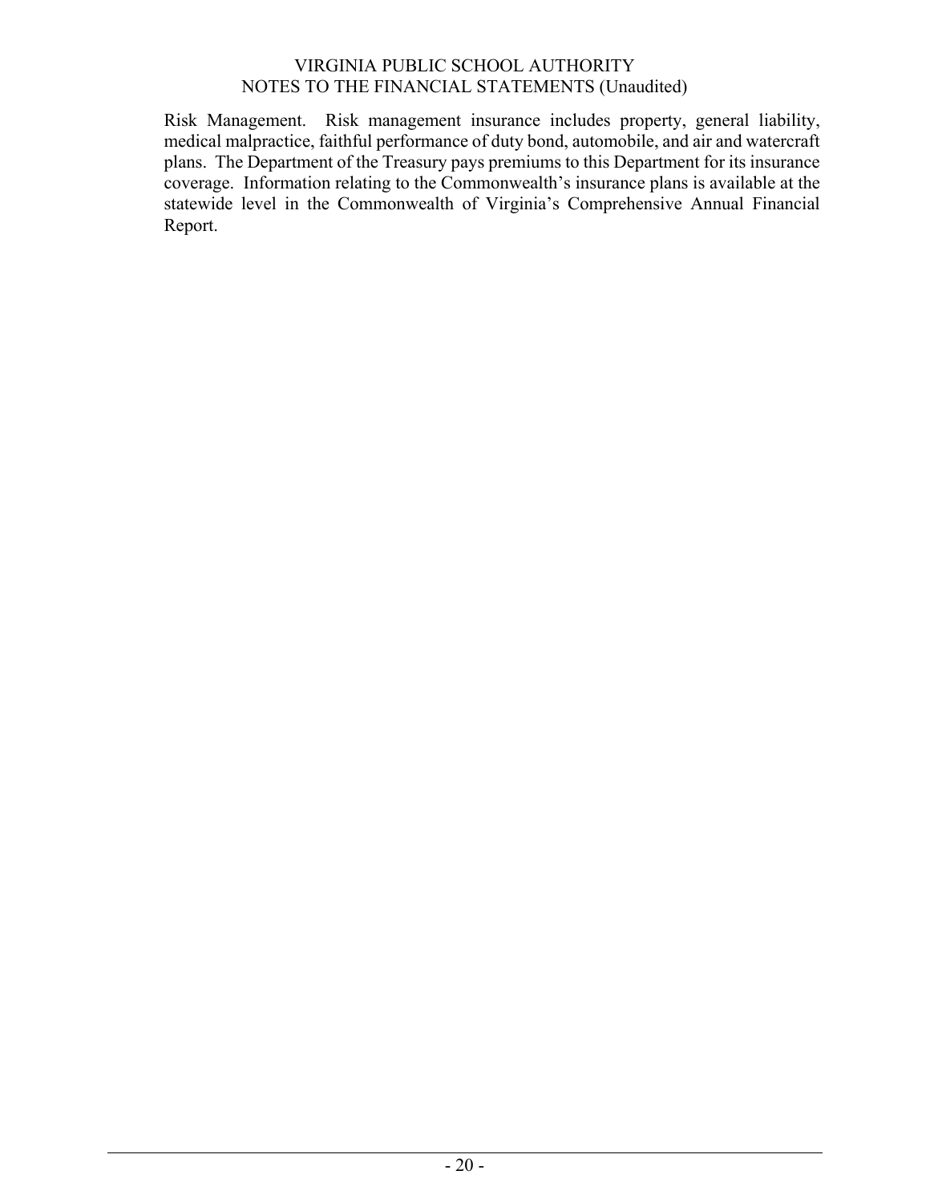Risk Management. Risk management insurance includes property, general liability, medical malpractice, faithful performance of duty bond, automobile, and air and watercraft plans. The Department of the Treasury pays premiums to this Department for its insurance coverage. Information relating to the Commonwealth's insurance plans is available at the statewide level in the Commonwealth of Virginia's Comprehensive Annual Financial Report.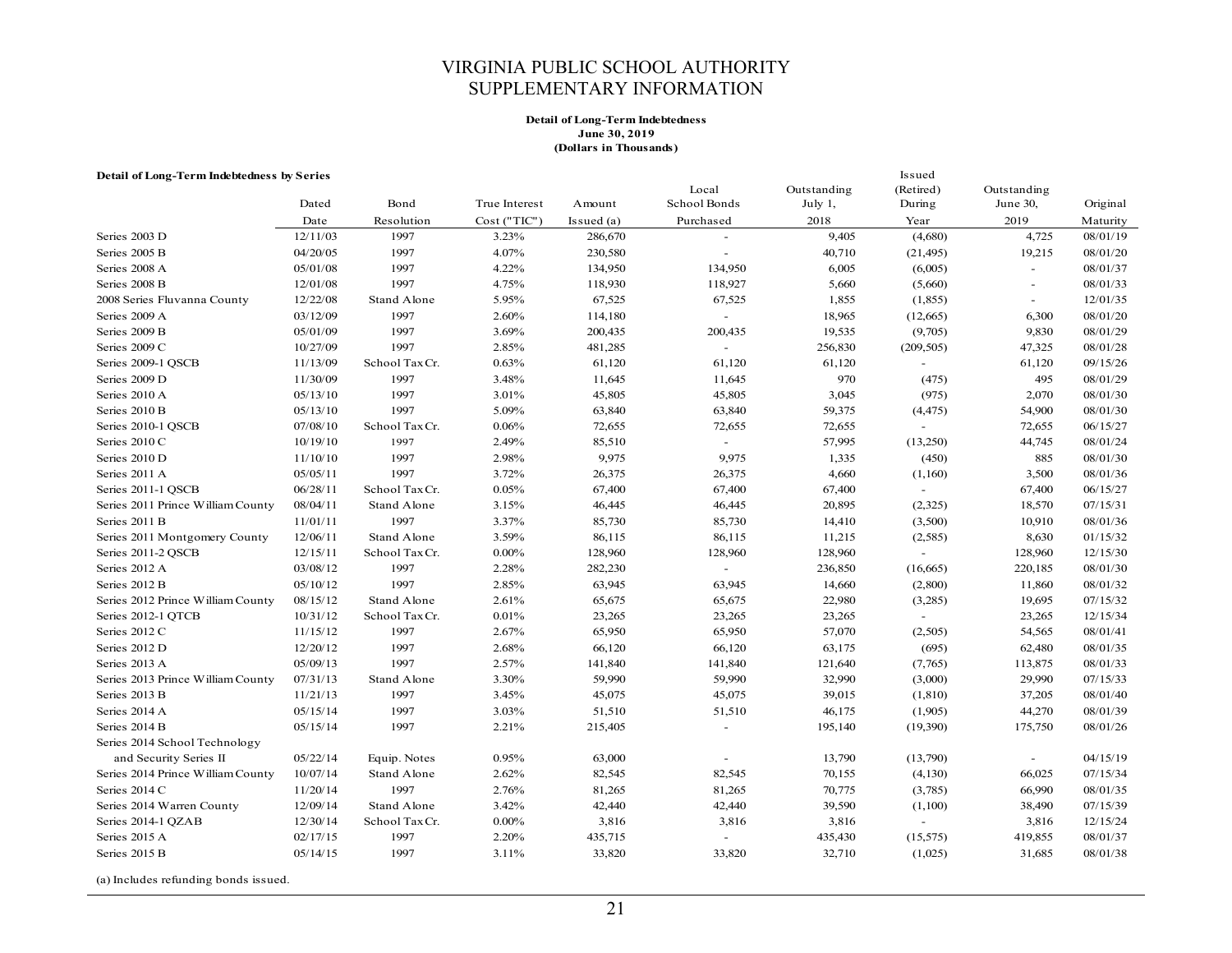# VIRGINIA PUBLIC SCHOOL AUTHORITY
# SUPPLEMENTARY INFORMATION

**Detail of Long-Term Indebtedness**
**June 30, 2019**
**(Dollars in Thousands)**

**Detail of Long-Term Indebtedness by Series**

| | Dated Date | Bond Resolution | True Interest Cost ("TIC") | Amount Issued (a) | Local School Bonds Purchased | Outstanding July 1, 2018 | Issued (Retired) During Year | Outstanding June 30, 2019 | Original Maturity |
|---|---|---|---|---|---|---|---|---|---|
| Series 2003 D | 12/11/03 | 1997 | 3.23% | 286,670 | - | 9,405 | (4,680) | 4,725 | 08/01/19 |
| Series 2005 B | 04/20/05 | 1997 | 4.07% | 230,580 | - | 40,710 | (21,495) | 19,215 | 08/01/20 |
| Series 2008 A | 05/01/08 | 1997 | 4.22% | 134,950 | 134,950 | 6,005 | (6,005) | - | 08/01/37 |
| Series 2008 B | 12/01/08 | 1997 | 4.75% | 118,930 | 118,927 | 5,660 | (5,660) | - | 08/01/33 |
| 2008 Series Fluvanna County | 12/22/08 | Stand Alone | 5.95% | 67,525 | 67,525 | 1,855 | (1,855) | - | 12/01/35 |
| Series 2009 A | 03/12/09 | 1997 | 2.60% | 114,180 | - | 18,965 | (12,665) | 6,300 | 08/01/20 |
| Series 2009 B | 05/01/09 | 1997 | 3.69% | 200,435 | 200,435 | 19,535 | (9,705) | 9,830 | 08/01/29 |
| Series 2009 C | 10/27/09 | 1997 | 2.85% | 481,285 | - | 256,830 | (209,505) | 47,325 | 08/01/28 |
| Series 2009-1 QSCB | 11/13/09 | School Tax Cr. | 0.63% | 61,120 | 61,120 | 61,120 | - | 61,120 | 09/15/26 |
| Series 2009 D | 11/30/09 | 1997 | 3.48% | 11,645 | 11,645 | 970 | (475) | 495 | 08/01/29 |
| Series 2010 A | 05/13/10 | 1997 | 3.01% | 45,805 | 45,805 | 3,045 | (975) | 2,070 | 08/01/30 |
| Series 2010 B | 05/13/10 | 1997 | 5.09% | 63,840 | 63,840 | 59,375 | (4,475) | 54,900 | 08/01/30 |
| Series 2010-1 QSCB | 07/08/10 | School Tax Cr. | 0.06% | 72,655 | 72,655 | 72,655 | - | 72,655 | 06/15/27 |
| Series 2010 C | 10/19/10 | 1997 | 2.49% | 85,510 | - | 57,995 | (13,250) | 44,745 | 08/01/24 |
| Series 2010 D | 11/10/10 | 1997 | 2.98% | 9,975 | 9,975 | 1,335 | (450) | 885 | 08/01/30 |
| Series 2011 A | 05/05/11 | 1997 | 3.72% | 26,375 | 26,375 | 4,660 | (1,160) | 3,500 | 08/01/36 |
| Series 2011-1 QSCB | 06/28/11 | School Tax Cr. | 0.05% | 67,400 | 67,400 | 67,400 | - | 67,400 | 06/15/27 |
| Series 2011 Prince William County | 08/04/11 | Stand Alone | 3.15% | 46,445 | 46,445 | 20,895 | (2,325) | 18,570 | 07/15/31 |
| Series 2011 B | 11/01/11 | 1997 | 3.37% | 85,730 | 85,730 | 14,410 | (3,500) | 10,910 | 08/01/36 |
| Series 2011 Montgomery County | 12/06/11 | Stand Alone | 3.59% | 86,115 | 86,115 | 11,215 | (2,585) | 8,630 | 01/15/32 |
| Series 2011-2 QSCB | 12/15/11 | School Tax Cr. | 0.00% | 128,960 | 128,960 | 128,960 | - | 128,960 | 12/15/30 |
| Series 2012 A | 03/08/12 | 1997 | 2.28% | 282,230 | - | 236,850 | (16,665) | 220,185 | 08/01/30 |
| Series 2012 B | 05/10/12 | 1997 | 2.85% | 63,945 | 63,945 | 14,660 | (2,800) | 11,860 | 08/01/32 |
| Series 2012 Prince William County | 08/15/12 | Stand Alone | 2.61% | 65,675 | 65,675 | 22,980 | (3,285) | 19,695 | 07/15/32 |
| Series 2012-1 QTCB | 10/31/12 | School Tax Cr. | 0.01% | 23,265 | 23,265 | 23,265 | - | 23,265 | 12/15/34 |
| Series 2012 C | 11/15/12 | 1997 | 2.67% | 65,950 | 65,950 | 57,070 | (2,505) | 54,565 | 08/01/41 |
| Series 2012 D | 12/20/12 | 1997 | 2.68% | 66,120 | 66,120 | 63,175 | (695) | 62,480 | 08/01/35 |
| Series 2013 A | 05/09/13 | 1997 | 2.57% | 141,840 | 141,840 | 121,640 | (7,765) | 113,875 | 08/01/33 |
| Series 2013 Prince William County | 07/31/13 | Stand Alone | 3.30% | 59,990 | 59,990 | 32,990 | (3,000) | 29,990 | 07/15/33 |
| Series 2013 B | 11/21/13 | 1997 | 3.45% | 45,075 | 45,075 | 39,015 | (1,810) | 37,205 | 08/01/40 |
| Series 2014 A | 05/15/14 | 1997 | 3.03% | 51,510 | 51,510 | 46,175 | (1,905) | 44,270 | 08/01/39 |
| Series 2014 B | 05/15/14 | 1997 | 2.21% | 215,405 | - | 195,140 | (19,390) | 175,750 | 08/01/26 |
| Series 2014 School Technology and Security Series II | 05/22/14 | Equip. Notes | 0.95% | 63,000 | - | 13,790 | (13,790) | - | 04/15/19 |
| Series 2014 Prince William County | 10/07/14 | Stand Alone | 2.62% | 82,545 | 82,545 | 70,155 | (4,130) | 66,025 | 07/15/34 |
| Series 2014 C | 11/20/14 | 1997 | 2.76% | 81,265 | 81,265 | 70,775 | (3,785) | 66,990 | 08/01/35 |
| Series 2014 Warren County | 12/09/14 | Stand Alone | 3.42% | 42,440 | 42,440 | 39,590 | (1,100) | 38,490 | 07/15/39 |
| Series 2014-1 QZAB | 12/30/14 | School Tax Cr. | 0.00% | 3,816 | 3,816 | 3,816 | - | 3,816 | 12/15/24 |
| Series 2015 A | 02/17/15 | 1997 | 2.20% | 435,715 | - | 435,430 | (15,575) | 419,855 | 08/01/37 |
| Series 2015 B | 05/14/15 | 1997 | 3.11% | 33,820 | 33,820 | 32,710 | (1,025) | 31,685 | 08/01/38 |

(a) Includes refunding bonds issued.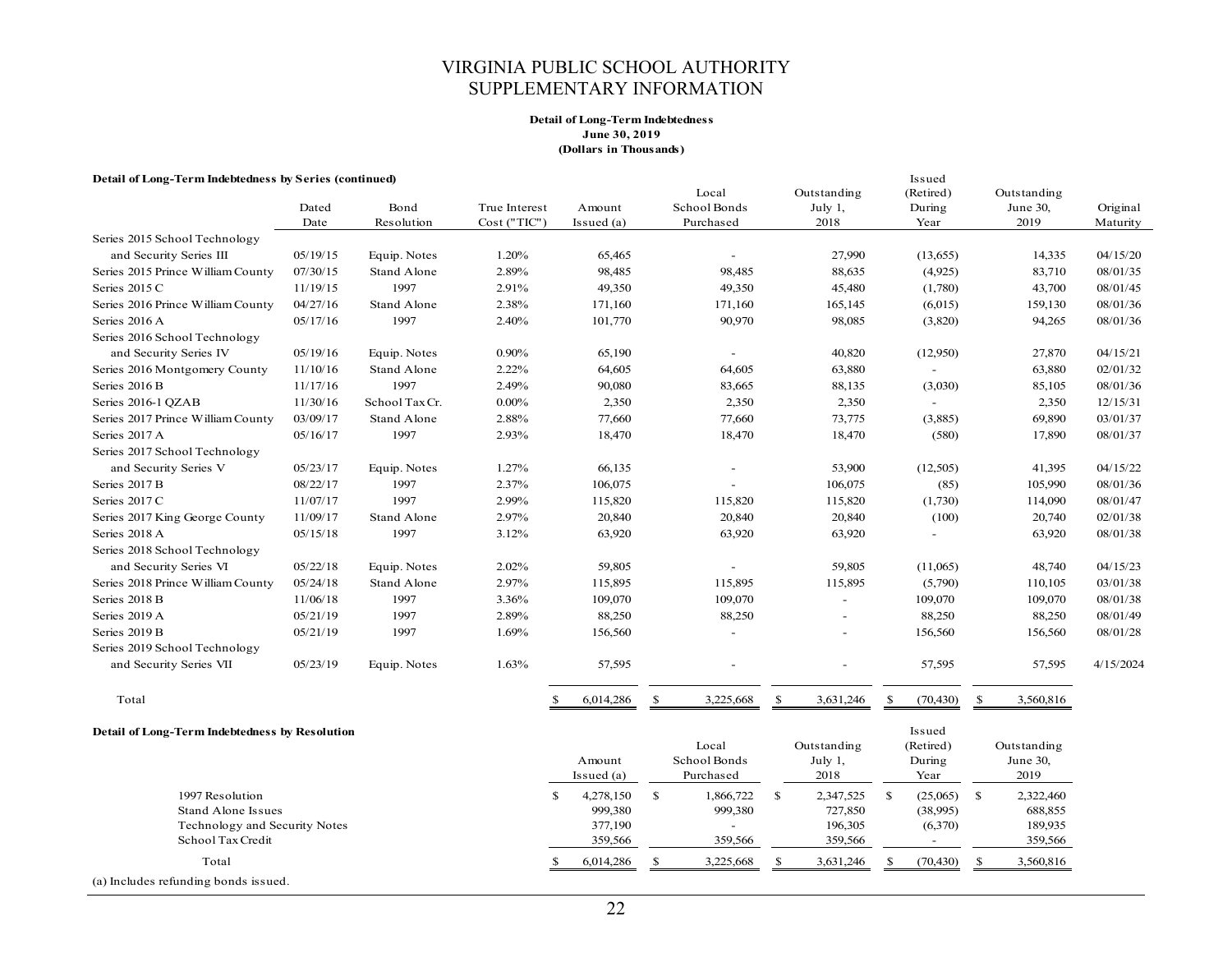# VIRGINIA PUBLIC SCHOOL AUTHORITY
## SUPPLEMENTARY INFORMATION

**Detail of Long-Term Indebtedness**
**June 30, 2019**
**(Dollars in Thousands)**

**Detail of Long-Term Indebtedness by Series (continued)**

| | Dated Date | Bond Resolution | True Interest Cost ("TIC") | Amount Issued (a) | Local School Bonds Purchased | Outstanding July 1, 2018 | Issued (Retired) During Year | Outstanding June 30, 2019 | Original Maturity |
|---|---|---|---|---|---|---|---|---|---|
| Series 2015 School Technology and Security Series III | 05/19/15 | Equip. Notes | 1.20% | 65,465 | - | 27,990 | (13,655) | 14,335 | 04/15/20 |
| Series 2015 Prince William County | 07/30/15 | Stand Alone | 2.89% | 98,485 | 98,485 | 88,635 | (4,925) | 83,710 | 08/01/35 |
| Series 2015 C | 11/19/15 | 1997 | 2.91% | 49,350 | 49,350 | 45,480 | (1,780) | 43,700 | 08/01/45 |
| Series 2016 Prince William County | 04/27/16 | Stand Alone | 2.38% | 171,160 | 171,160 | 165,145 | (6,015) | 159,130 | 08/01/36 |
| Series 2016 A | 05/17/16 | 1997 | 2.40% | 101,770 | 90,970 | 98,085 | (3,820) | 94,265 | 08/01/36 |
| Series 2016 School Technology and Security Series IV | 05/19/16 | Equip. Notes | 0.90% | 65,190 | - | 40,820 | (12,950) | 27,870 | 04/15/21 |
| Series 2016 Montgomery County | 11/10/16 | Stand Alone | 2.22% | 64,605 | 64,605 | 63,880 | - | 63,880 | 02/01/32 |
| Series 2016 B | 11/17/16 | 1997 | 2.49% | 90,080 | 83,665 | 88,135 | (3,030) | 85,105 | 08/01/36 |
| Series 2016-1 QZAB | 11/30/16 | School Tax Cr. | 0.00% | 2,350 | 2,350 | 2,350 | - | 2,350 | 12/15/31 |
| Series 2017 Prince William County | 03/09/17 | Stand Alone | 2.88% | 77,660 | 77,660 | 73,775 | (3,885) | 69,890 | 03/01/37 |
| Series 2017 A | 05/16/17 | 1997 | 2.93% | 18,470 | 18,470 | 18,470 | (580) | 17,890 | 08/01/37 |
| Series 2017 School Technology and Security Series V | 05/23/17 | Equip. Notes | 1.27% | 66,135 | - | 53,900 | (12,505) | 41,395 | 04/15/22 |
| Series 2017 B | 08/22/17 | 1997 | 2.37% | 106,075 | - | 106,075 | (85) | 105,990 | 08/01/36 |
| Series 2017 C | 11/07/17 | 1997 | 2.99% | 115,820 | 115,820 | 115,820 | (1,730) | 114,090 | 08/01/47 |
| Series 2017 King George County | 11/09/17 | Stand Alone | 2.97% | 20,840 | 20,840 | 20,840 | (100) | 20,740 | 02/01/38 |
| Series 2018 A | 05/15/18 | 1997 | 3.12% | 63,920 | 63,920 | 63,920 | - | 63,920 | 08/01/38 |
| Series 2018 School Technology and Security Series VI | 05/22/18 | Equip. Notes | 2.02% | 59,805 | - | 59,805 | (11,065) | 48,740 | 04/15/23 |
| Series 2018 Prince William County | 05/24/18 | Stand Alone | 2.97% | 115,895 | 115,895 | 115,895 | (5,790) | 110,105 | 03/01/38 |
| Series 2018 B | 11/06/18 | 1997 | 3.36% | 109,070 | 109,070 | - | 109,070 | 109,070 | 08/01/38 |
| Series 2019 A | 05/21/19 | 1997 | 2.89% | 88,250 | 88,250 | - | 88,250 | 88,250 | 08/01/49 |
| Series 2019 B | 05/21/19 | 1997 | 1.69% | 156,560 | - | - | 156,560 | 156,560 | 08/01/28 |
| Series 2019 School Technology and Security Series VII | 05/23/19 | Equip. Notes | 1.63% | 57,595 | - | - | 57,595 | 57,595 | 4/15/2024 |
| Total | | | | $ 6,014,286 | $ 3,225,668 | $ 3,631,246 | $ (70,430) | $ 3,560,816 | |

**Detail of Long-Term Indebtedness by Resolution**

| | Amount Issued (a) | Local School Bonds Purchased | Outstanding July 1, 2018 | Issued (Retired) During Year | Outstanding June 30, 2019 |
|---|---|---|---|---|---|
| 1997 Resolution | $ 4,278,150 | $ 1,866,722 | $ 2,347,525 | $ (25,065) | $ 2,322,460 |
| Stand Alone Issues | 999,380 | 999,380 | 727,850 | (38,995) | 688,855 |
| Technology and Security Notes | 377,190 | - | 196,305 | (6,370) | 189,935 |
| School Tax Credit | 359,566 | 359,566 | 359,566 | - | 359,566 |
| Total | $ 6,014,286 | $ 3,225,668 | $ 3,631,246 | $ (70,430) | $ 3,560,816 |

(a) Includes refunding bonds issued.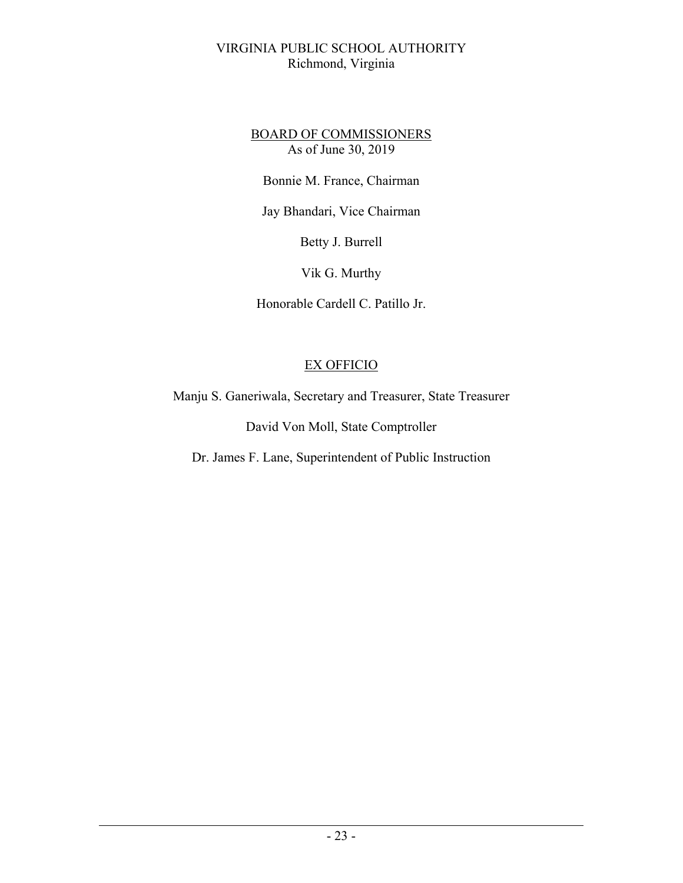VIRGINIA PUBLIC SCHOOL AUTHORITY
Richmond, Virginia

## BOARD OF COMMISSIONERS

As of June 30, 2019

Bonnie M. France, Chairman

Jay Bhandari, Vice Chairman

Betty J. Burrell

Vik G. Murthy

Honorable Cardell C. Patillo Jr.

## EX OFFICIO

Manju S. Ganeriwala, Secretary and Treasurer, State Treasurer

David Von Moll, State Comptroller

Dr. James F. Lane, Superintendent of Public Instruction